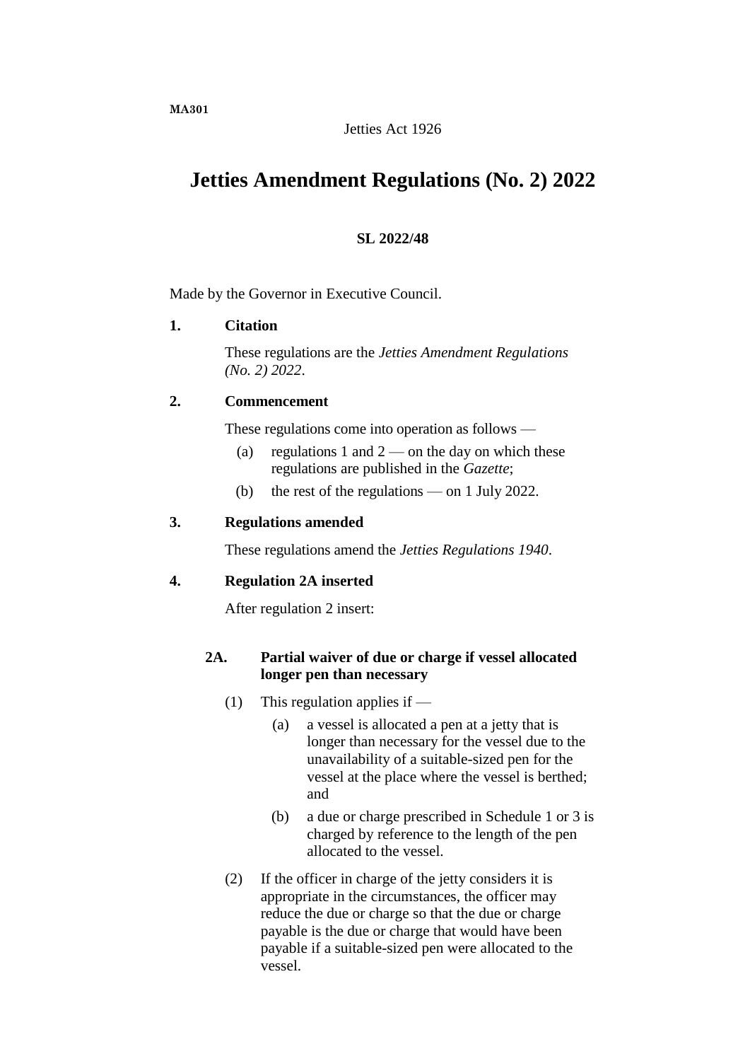**MA301**

Jetties Act 1926

# Jetties Amendment Regulations (No. 2) 2022

**SL 2022/48**

Made by the Governor in Executive Council.

**1. Citation**

These regulations are the *Jetties Amendment Regulations (No. 2) 2022*.

**2. Commencement**

These regulations come into operation as follows —

(a) regulations 1 and 2 — on the day on which these regulations are published in the *Gazette*;

(b) the rest of the regulations — on 1 July 2022.

**3. Regulations amended**

These regulations amend the *Jetties Regulations 1940*.

**4. Regulation 2A inserted**

After regulation 2 insert:

**2A. Partial waiver of due or charge if vessel allocated longer pen than necessary**

(1) This regulation applies if —

(a) a vessel is allocated a pen at a jetty that is longer than necessary for the vessel due to the unavailability of a suitable-sized pen for the vessel at the place where the vessel is berthed; and

(b) a due or charge prescribed in Schedule 1 or 3 is charged by reference to the length of the pen allocated to the vessel.

(2) If the officer in charge of the jetty considers it is appropriate in the circumstances, the officer may reduce the due or charge so that the due or charge payable is the due or charge that would have been payable if a suitable-sized pen were allocated to the vessel.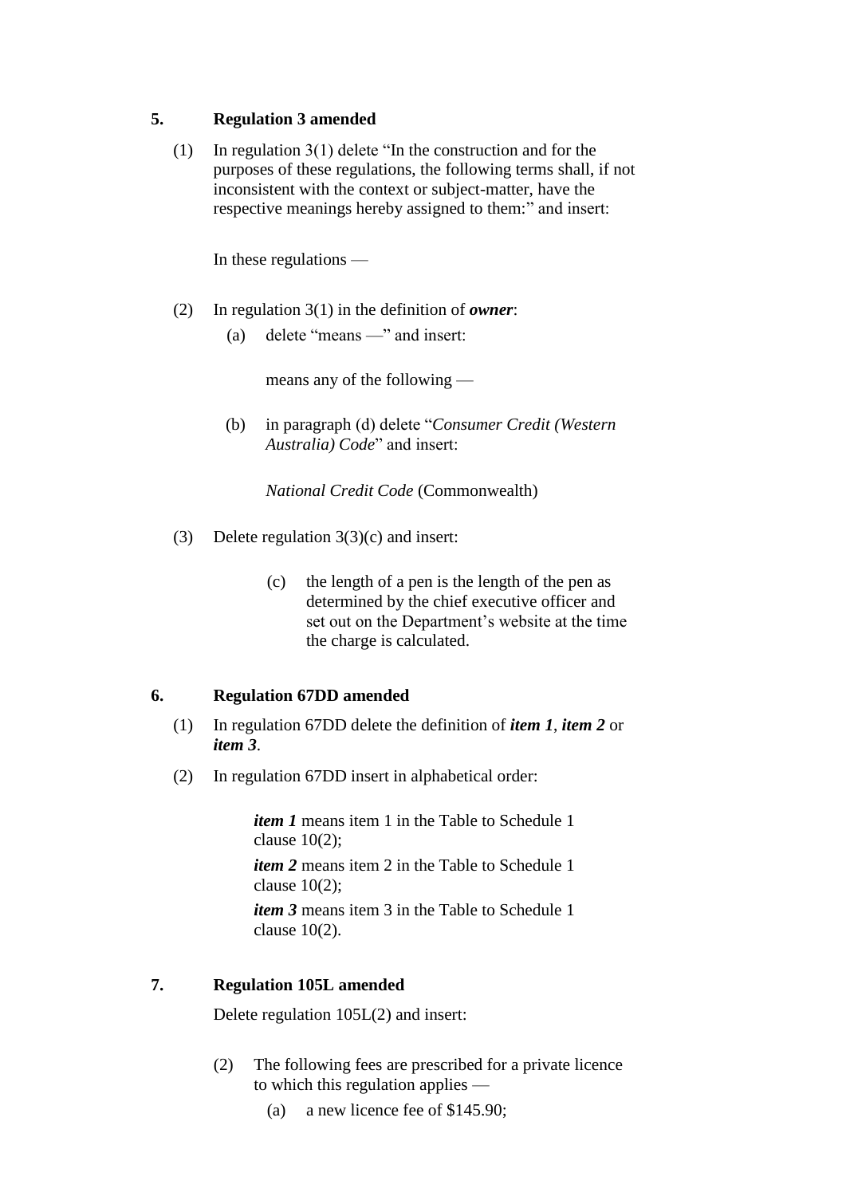## 5. Regulation 3 amended

(1) In regulation 3(1) delete "In the construction and for the purposes of these regulations, the following terms shall, if not inconsistent with the context or subject-matter, have the respective meanings hereby assigned to them:" and insert:

In these regulations —

(2) In regulation 3(1) in the definition of ***owner***:

(a) delete "means —" and insert:

means any of the following —

(b) in paragraph (d) delete "*Consumer Credit (Western Australia) Code*" and insert:

*National Credit Code* (Commonwealth)

(3) Delete regulation 3(3)(c) and insert:

(c) the length of a pen is the length of the pen as determined by the chief executive officer and set out on the Department's website at the time the charge is calculated.

## 6. Regulation 67DD amended

(1) In regulation 67DD delete the definition of ***item 1***, ***item 2*** or ***item 3***.

(2) In regulation 67DD insert in alphabetical order:

***item 1*** means item 1 in the Table to Schedule 1 clause 10(2);

***item 2*** means item 2 in the Table to Schedule 1 clause 10(2);

***item 3*** means item 3 in the Table to Schedule 1 clause 10(2).

## 7. Regulation 105L amended

Delete regulation 105L(2) and insert:

(2) The following fees are prescribed for a private licence to which this regulation applies —

(a) a new licence fee of $145.90;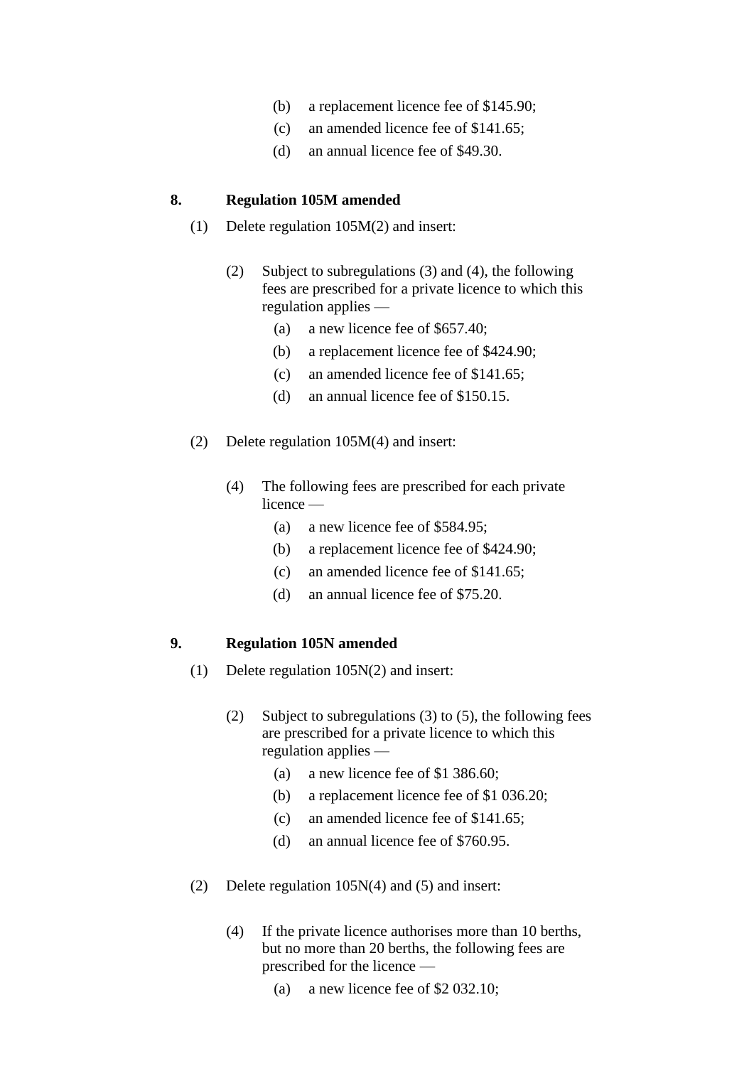(b) a replacement licence fee of $145.90;

(c) an amended licence fee of $141.65;

(d) an annual licence fee of $49.30.

**8. Regulation 105M amended**

(1) Delete regulation 105M(2) and insert:

> (2) Subject to subregulations (3) and (4), the following fees are prescribed for a private licence to which this regulation applies —
>
> (a) a new licence fee of $657.40;
>
> (b) a replacement licence fee of $424.90;
>
> (c) an amended licence fee of $141.65;
>
> (d) an annual licence fee of $150.15.

(2) Delete regulation 105M(4) and insert:

> (4) The following fees are prescribed for each private licence —
>
> (a) a new licence fee of $584.95;
>
> (b) a replacement licence fee of $424.90;
>
> (c) an amended licence fee of $141.65;
>
> (d) an annual licence fee of $75.20.

**9. Regulation 105N amended**

(1) Delete regulation 105N(2) and insert:

> (2) Subject to subregulations (3) to (5), the following fees are prescribed for a private licence to which this regulation applies —
>
> (a) a new licence fee of $1 386.60;
>
> (b) a replacement licence fee of $1 036.20;
>
> (c) an amended licence fee of $141.65;
>
> (d) an annual licence fee of $760.95.

(2) Delete regulation 105N(4) and (5) and insert:

> (4) If the private licence authorises more than 10 berths, but no more than 20 berths, the following fees are prescribed for the licence —
>
> (a) a new licence fee of $2 032.10;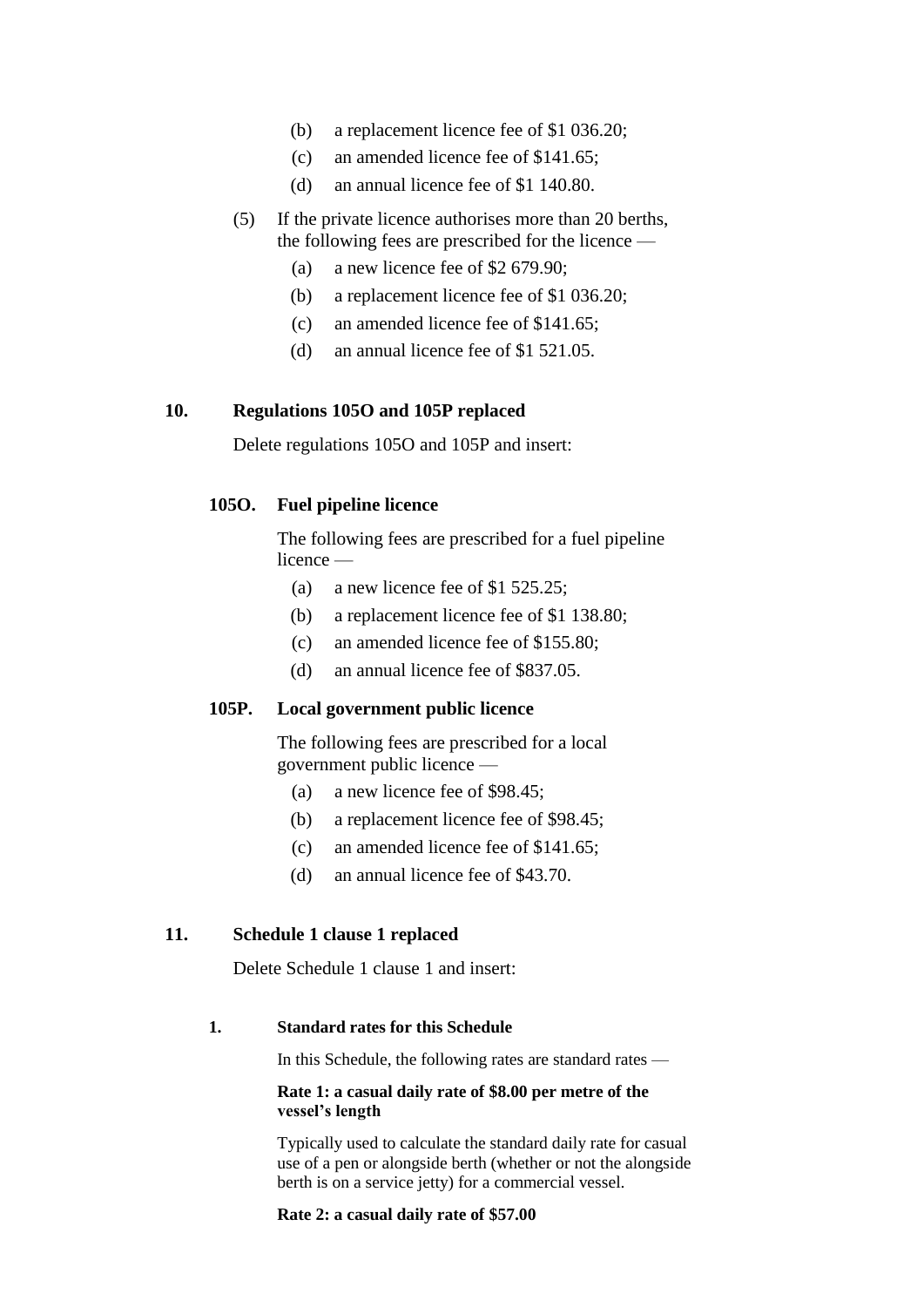(b) a replacement licence fee of $1 036.20;

(c) an amended licence fee of $141.65;

(d) an annual licence fee of $1 140.80.

(5) If the private licence authorises more than 20 berths, the following fees are prescribed for the licence —

(a) a new licence fee of $2 679.90;

(b) a replacement licence fee of $1 036.20;

(c) an amended licence fee of $141.65;

(d) an annual licence fee of $1 521.05.

### 10. Regulations 105O and 105P replaced

Delete regulations 105O and 105P and insert:

#### 105O. Fuel pipeline licence

The following fees are prescribed for a fuel pipeline licence —

(a) a new licence fee of $1 525.25;

(b) a replacement licence fee of $1 138.80;

(c) an amended licence fee of $155.80;

(d) an annual licence fee of $837.05.

#### 105P. Local government public licence

The following fees are prescribed for a local government public licence —

(a) a new licence fee of $98.45;

(b) a replacement licence fee of $98.45;

(c) an amended licence fee of $141.65;

(d) an annual licence fee of $43.70.

### 11. Schedule 1 clause 1 replaced

Delete Schedule 1 clause 1 and insert:

#### 1. Standard rates for this Schedule

In this Schedule, the following rates are standard rates —

**Rate 1: a casual daily rate of $8.00 per metre of the vessel's length**

Typically used to calculate the standard daily rate for casual use of a pen or alongside berth (whether or not the alongside berth is on a service jetty) for a commercial vessel.

**Rate 2: a casual daily rate of $57.00**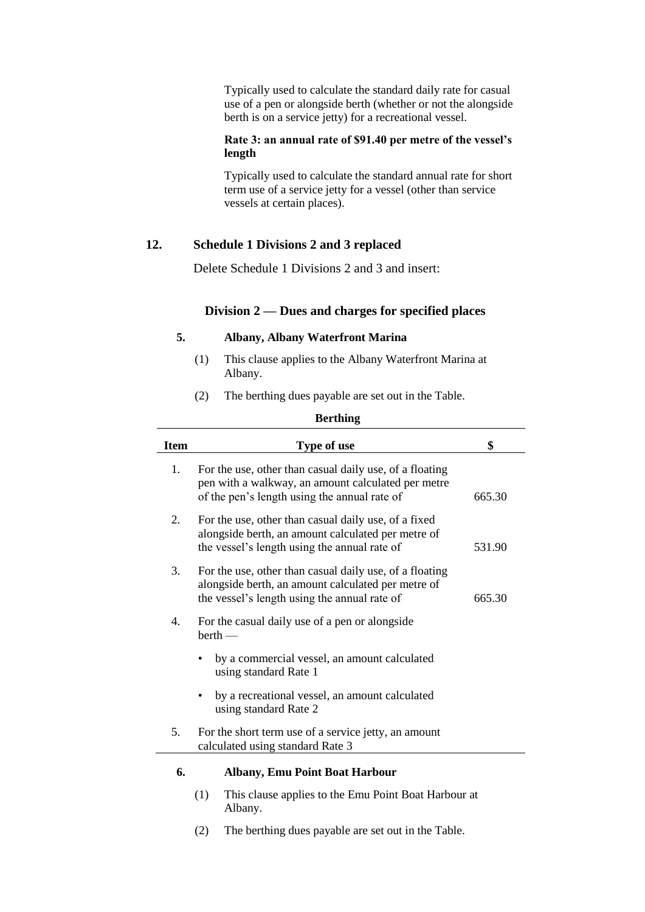Typically used to calculate the standard daily rate for casual use of a pen or alongside berth (whether or not the alongside berth is on a service jetty) for a recreational vessel.

**Rate 3: an annual rate of $91.40 per metre of the vessel's length**

Typically used to calculate the standard annual rate for short term use of a service jetty for a vessel (other than service vessels at certain places).

## 12. Schedule 1 Divisions 2 and 3 replaced

Delete Schedule 1 Divisions 2 and 3 and insert:

### Division 2 — Dues and charges for specified places

**5. Albany, Albany Waterfront Marina**

(1) This clause applies to the Albany Waterfront Marina at Albany.

(2) The berthing dues payable are set out in the Table.

**Berthing**

| Item | Type of use | $ |
|---|---|---|
| 1. | For the use, other than casual daily use, of a floating pen with a walkway, an amount calculated per metre of the pen's length using the annual rate of | 665.30 |
| 2. | For the use, other than casual daily use, of a fixed alongside berth, an amount calculated per metre of the vessel's length using the annual rate of | 531.90 |
| 3. | For the use, other than casual daily use, of a floating alongside berth, an amount calculated per metre of the vessel's length using the annual rate of | 665.30 |
| 4. | For the casual daily use of a pen or alongside berth — <br>• by a commercial vessel, an amount calculated using standard Rate 1 <br>• by a recreational vessel, an amount calculated using standard Rate 2 | |
| 5. | For the short term use of a service jetty, an amount calculated using standard Rate 3 | |

**6. Albany, Emu Point Boat Harbour**

(1) This clause applies to the Emu Point Boat Harbour at Albany.

(2) The berthing dues payable are set out in the Table.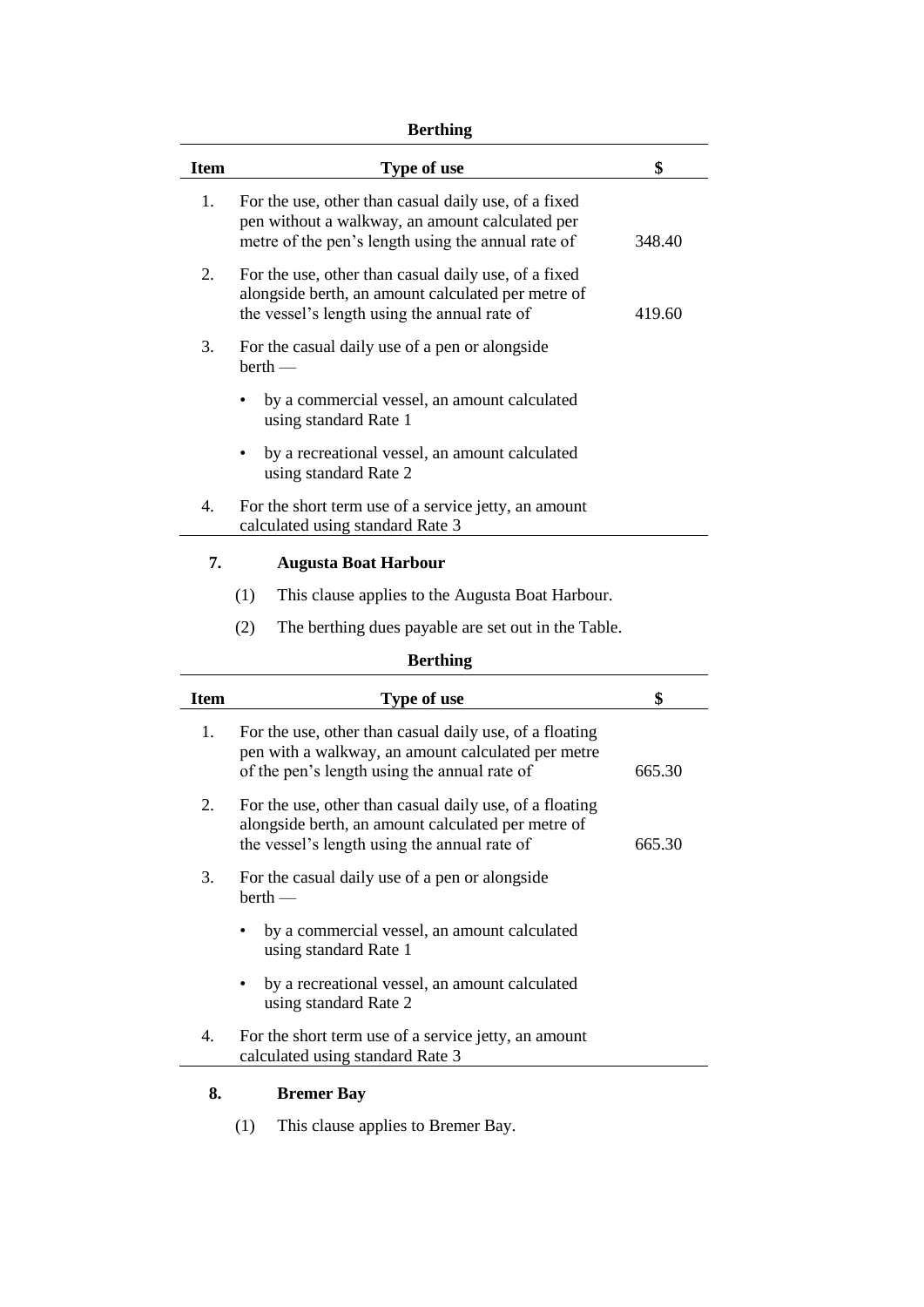**Berthing**

| Item | Type of use | $ |
|---|---|---|
| 1. | For the use, other than casual daily use, of a fixed pen without a walkway, an amount calculated per metre of the pen's length using the annual rate of | 348.40 |
| 2. | For the use, other than casual daily use, of a fixed alongside berth, an amount calculated per metre of the vessel's length using the annual rate of | 419.60 |
| 3. | For the casual daily use of a pen or alongside berth — | |
| | • by a commercial vessel, an amount calculated using standard Rate 1 | |
| | • by a recreational vessel, an amount calculated using standard Rate 2 | |
| 4. | For the short term use of a service jetty, an amount calculated using standard Rate 3 | |

### 7. Augusta Boat Harbour

(1) This clause applies to the Augusta Boat Harbour.

(2) The berthing dues payable are set out in the Table.

**Berthing**

| Item | Type of use | $ |
|---|---|---|
| 1. | For the use, other than casual daily use, of a floating pen with a walkway, an amount calculated per metre of the pen's length using the annual rate of | 665.30 |
| 2. | For the use, other than casual daily use, of a floating alongside berth, an amount calculated per metre of the vessel's length using the annual rate of | 665.30 |
| 3. | For the casual daily use of a pen or alongside berth — | |
| | • by a commercial vessel, an amount calculated using standard Rate 1 | |
| | • by a recreational vessel, an amount calculated using standard Rate 2 | |
| 4. | For the short term use of a service jetty, an amount calculated using standard Rate 3 | |

### 8. Bremer Bay

(1) This clause applies to Bremer Bay.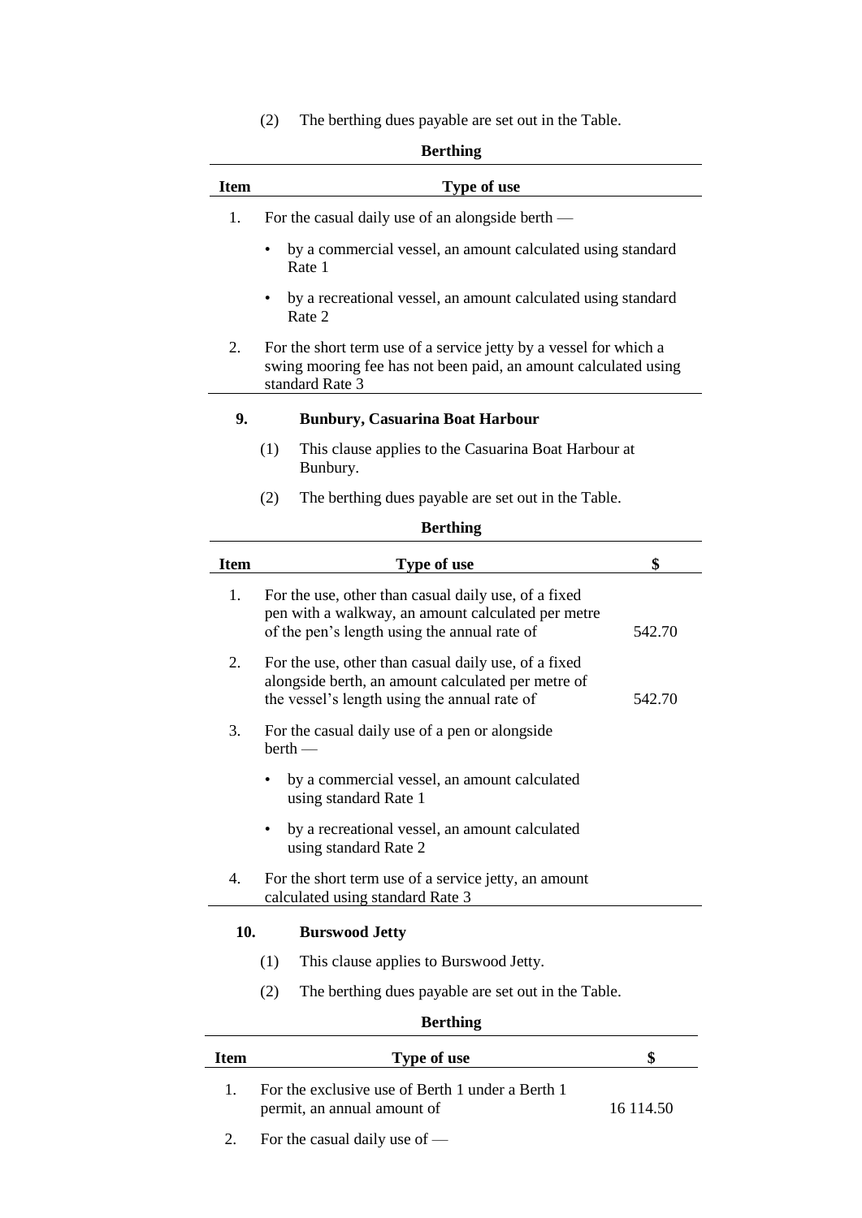(2) The berthing dues payable are set out in the Table.

**Berthing**

| Item | Type of use |
|---|---|
| 1. | For the casual daily use of an alongside berth — |
| | • by a commercial vessel, an amount calculated using standard Rate 1 |
| | • by a recreational vessel, an amount calculated using standard Rate 2 |
| 2. | For the short term use of a service jetty by a vessel for which a swing mooring fee has not been paid, an amount calculated using standard Rate 3 |

### 9. Bunbury, Casuarina Boat Harbour

(1) This clause applies to the Casuarina Boat Harbour at Bunbury.

(2) The berthing dues payable are set out in the Table.

**Berthing**

| Item | Type of use | $ |
|---|---|---|
| 1. | For the use, other than casual daily use, of a fixed pen with a walkway, an amount calculated per metre of the pen's length using the annual rate of | 542.70 |
| 2. | For the use, other than casual daily use, of a fixed alongside berth, an amount calculated per metre of the vessel's length using the annual rate of | 542.70 |
| 3. | For the casual daily use of a pen or alongside berth — | |
| | • by a commercial vessel, an amount calculated using standard Rate 1 | |
| | • by a recreational vessel, an amount calculated using standard Rate 2 | |
| 4. | For the short term use of a service jetty, an amount calculated using standard Rate 3 | |

### 10. Burswood Jetty

(1) This clause applies to Burswood Jetty.

(2) The berthing dues payable are set out in the Table.

**Berthing**

| Item | Type of use | $ |
|---|---|---|
| 1. | For the exclusive use of Berth 1 under a Berth 1 permit, an annual amount of | 16 114.50 |
| 2. | For the casual daily use of — | |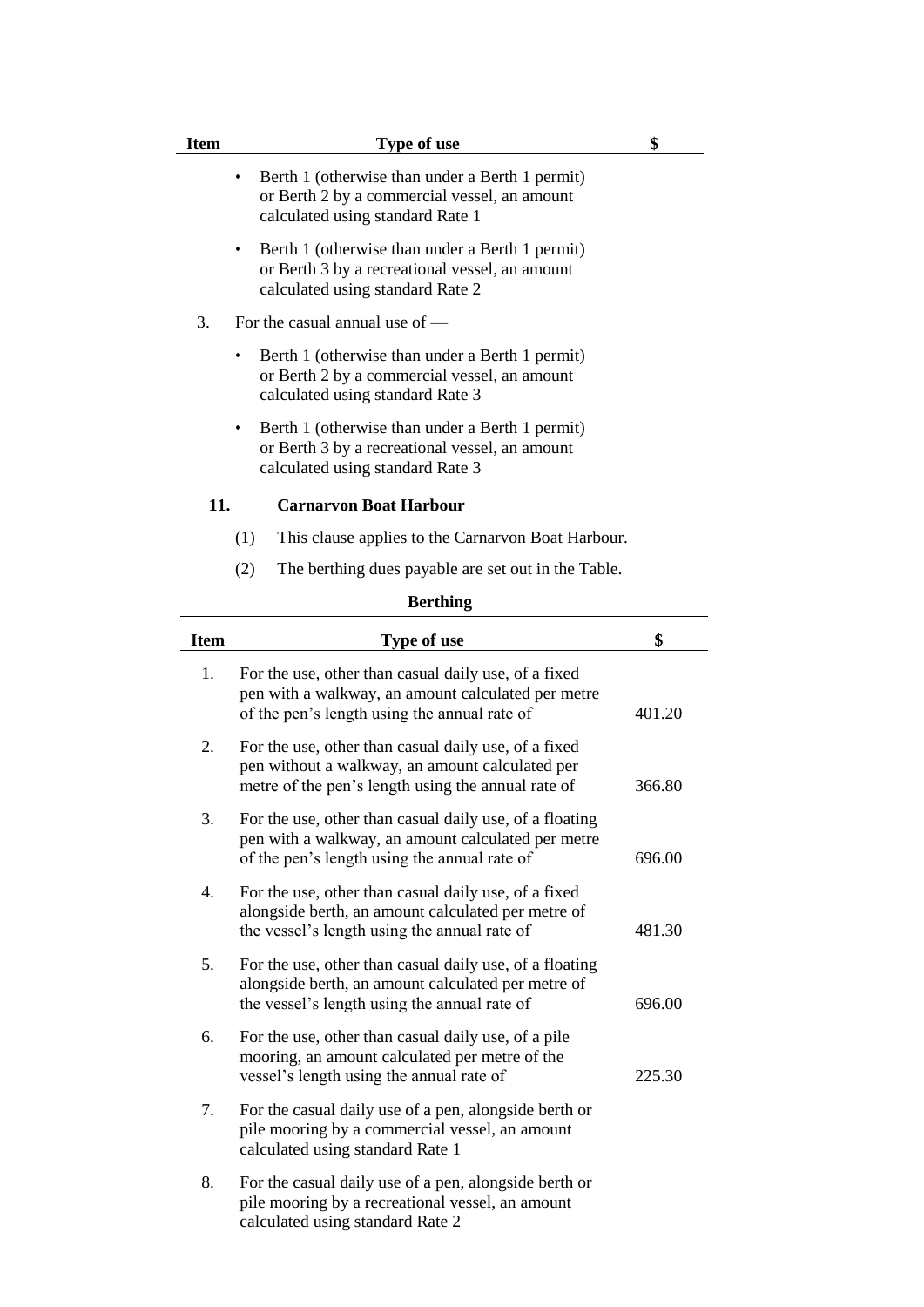| Item | Type of use | $ |
|---|---|---|
| | • Berth 1 (otherwise than under a Berth 1 permit) or Berth 2 by a commercial vessel, an amount calculated using standard Rate 1 | |
| | • Berth 1 (otherwise than under a Berth 1 permit) or Berth 3 by a recreational vessel, an amount calculated using standard Rate 2 | |
| 3. | For the casual annual use of — | |
| | • Berth 1 (otherwise than under a Berth 1 permit) or Berth 2 by a commercial vessel, an amount calculated using standard Rate 3 | |
| | • Berth 1 (otherwise than under a Berth 1 permit) or Berth 3 by a recreational vessel, an amount calculated using standard Rate 3 | |

**11. Carnarvon Boat Harbour**

(1) This clause applies to the Carnarvon Boat Harbour.

(2) The berthing dues payable are set out in the Table.

**Berthing**

| Item | Type of use | $ |
|---|---|---|
| 1. | For the use, other than casual daily use, of a fixed pen with a walkway, an amount calculated per metre of the pen's length using the annual rate of | 401.20 |
| 2. | For the use, other than casual daily use, of a fixed pen without a walkway, an amount calculated per metre of the pen's length using the annual rate of | 366.80 |
| 3. | For the use, other than casual daily use, of a floating pen with a walkway, an amount calculated per metre of the pen's length using the annual rate of | 696.00 |
| 4. | For the use, other than casual daily use, of a fixed alongside berth, an amount calculated per metre of the vessel's length using the annual rate of | 481.30 |
| 5. | For the use, other than casual daily use, of a floating alongside berth, an amount calculated per metre of the vessel's length using the annual rate of | 696.00 |
| 6. | For the use, other than casual daily use, of a pile mooring, an amount calculated per metre of the vessel's length using the annual rate of | 225.30 |
| 7. | For the casual daily use of a pen, alongside berth or pile mooring by a commercial vessel, an amount calculated using standard Rate 1 | |
| 8. | For the casual daily use of a pen, alongside berth or pile mooring by a recreational vessel, an amount calculated using standard Rate 2 | |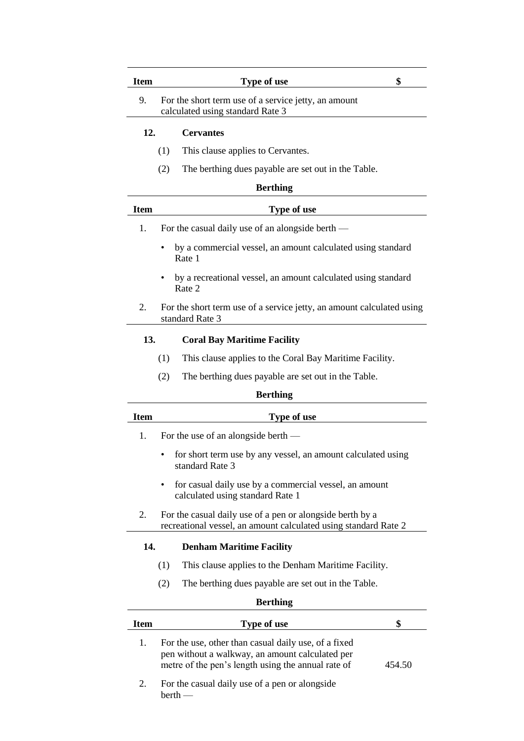| Item | Type of use | $ |
|---|---|---|
| 9. | For the short term use of a service jetty, an amount calculated using standard Rate 3 | |

**12. Cervantes**

(1) This clause applies to Cervantes.

(2) The berthing dues payable are set out in the Table.

**Berthing**

| Item | Type of use |
|---|---|
| 1. | For the casual daily use of an alongside berth — |
| | • by a commercial vessel, an amount calculated using standard Rate 1 |
| | • by a recreational vessel, an amount calculated using standard Rate 2 |
| 2. | For the short term use of a service jetty, an amount calculated using standard Rate 3 |

**13. Coral Bay Maritime Facility**

(1) This clause applies to the Coral Bay Maritime Facility.

(2) The berthing dues payable are set out in the Table.

**Berthing**

| Item | Type of use |
|---|---|
| 1. | For the use of an alongside berth — |
| | • for short term use by any vessel, an amount calculated using standard Rate 3 |
| | • for casual daily use by a commercial vessel, an amount calculated using standard Rate 1 |
| 2. | For the casual daily use of a pen or alongside berth by a recreational vessel, an amount calculated using standard Rate 2 |

**14. Denham Maritime Facility**

(1) This clause applies to the Denham Maritime Facility.

(2) The berthing dues payable are set out in the Table.

**Berthing**

| Item | Type of use | $ |
|---|---|---|
| 1. | For the use, other than casual daily use, of a fixed pen without a walkway, an amount calculated per metre of the pen's length using the annual rate of | 454.50 |
| 2. | For the casual daily use of a pen or alongside berth — | |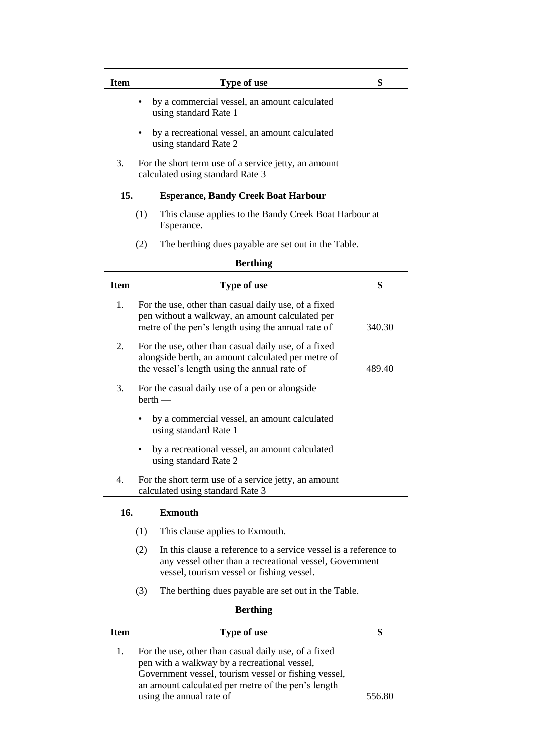| Item | Type of use | $ |
|---|---|---|
| | • by a commercial vessel, an amount calculated using standard Rate 1 | |
| | • by a recreational vessel, an amount calculated using standard Rate 2 | |
| 3. | For the short term use of a service jetty, an amount calculated using standard Rate 3 | |

**15. Esperance, Bandy Creek Boat Harbour**

(1) This clause applies to the Bandy Creek Boat Harbour at Esperance.

(2) The berthing dues payable are set out in the Table.

**Berthing**

| Item | Type of use | $ |
|---|---|---|
| 1. | For the use, other than casual daily use, of a fixed pen without a walkway, an amount calculated per metre of the pen's length using the annual rate of | 340.30 |
| 2. | For the use, other than casual daily use, of a fixed alongside berth, an amount calculated per metre of the vessel's length using the annual rate of | 489.40 |
| 3. | For the casual daily use of a pen or alongside berth — | |
| | • by a commercial vessel, an amount calculated using standard Rate 1 | |
| | • by a recreational vessel, an amount calculated using standard Rate 2 | |
| 4. | For the short term use of a service jetty, an amount calculated using standard Rate 3 | |

**16. Exmouth**

(1) This clause applies to Exmouth.

(2) In this clause a reference to a service vessel is a reference to any vessel other than a recreational vessel, Government vessel, tourism vessel or fishing vessel.

(3) The berthing dues payable are set out in the Table.

**Berthing**

| Item | Type of use | $ |
|---|---|---|
| 1. | For the use, other than casual daily use, of a fixed pen with a walkway by a recreational vessel, Government vessel, tourism vessel or fishing vessel, an amount calculated per metre of the pen's length using the annual rate of | 556.80 |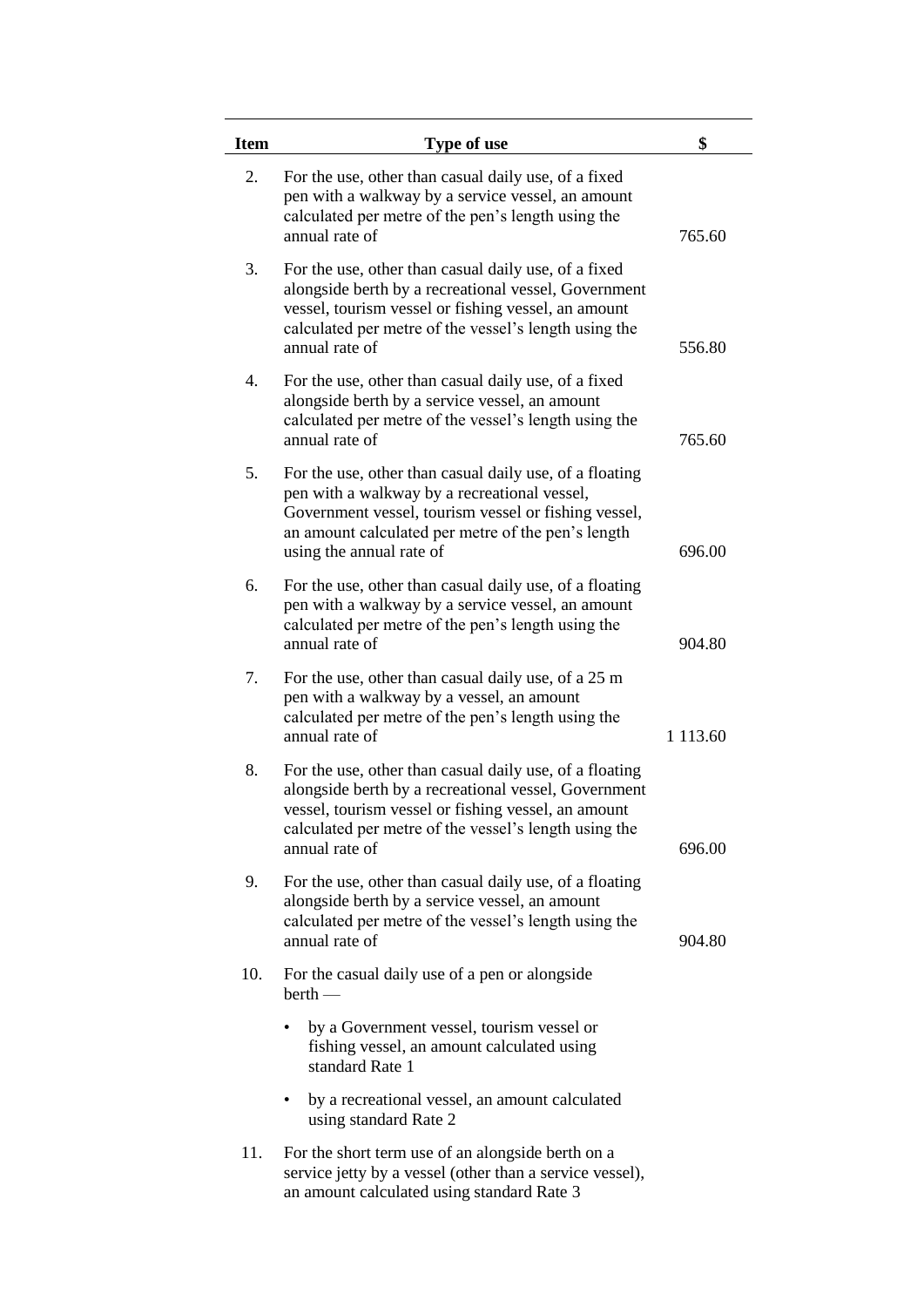| Item | Type of use | $ |
|---|---|---|
| 2. | For the use, other than casual daily use, of a fixed pen with a walkway by a service vessel, an amount calculated per metre of the pen's length using the annual rate of | 765.60 |
| 3. | For the use, other than casual daily use, of a fixed alongside berth by a recreational vessel, Government vessel, tourism vessel or fishing vessel, an amount calculated per metre of the vessel's length using the annual rate of | 556.80 |
| 4. | For the use, other than casual daily use, of a fixed alongside berth by a service vessel, an amount calculated per metre of the vessel's length using the annual rate of | 765.60 |
| 5. | For the use, other than casual daily use, of a floating pen with a walkway by a recreational vessel, Government vessel, tourism vessel or fishing vessel, an amount calculated per metre of the pen's length using the annual rate of | 696.00 |
| 6. | For the use, other than casual daily use, of a floating pen with a walkway by a service vessel, an amount calculated per metre of the pen's length using the annual rate of | 904.80 |
| 7. | For the use, other than casual daily use, of a 25 m pen with a walkway by a vessel, an amount calculated per metre of the pen's length using the annual rate of | 1 113.60 |
| 8. | For the use, other than casual daily use, of a floating alongside berth by a recreational vessel, Government vessel, tourism vessel or fishing vessel, an amount calculated per metre of the vessel's length using the annual rate of | 696.00 |
| 9. | For the use, other than casual daily use, of a floating alongside berth by a service vessel, an amount calculated per metre of the vessel's length using the annual rate of | 904.80 |
| 10. | For the casual daily use of a pen or alongside berth — <br> • by a Government vessel, tourism vessel or fishing vessel, an amount calculated using standard Rate 1 <br> • by a recreational vessel, an amount calculated using standard Rate 2 | |
| 11. | For the short term use of an alongside berth on a service jetty by a vessel (other than a service vessel), an amount calculated using standard Rate 3 | |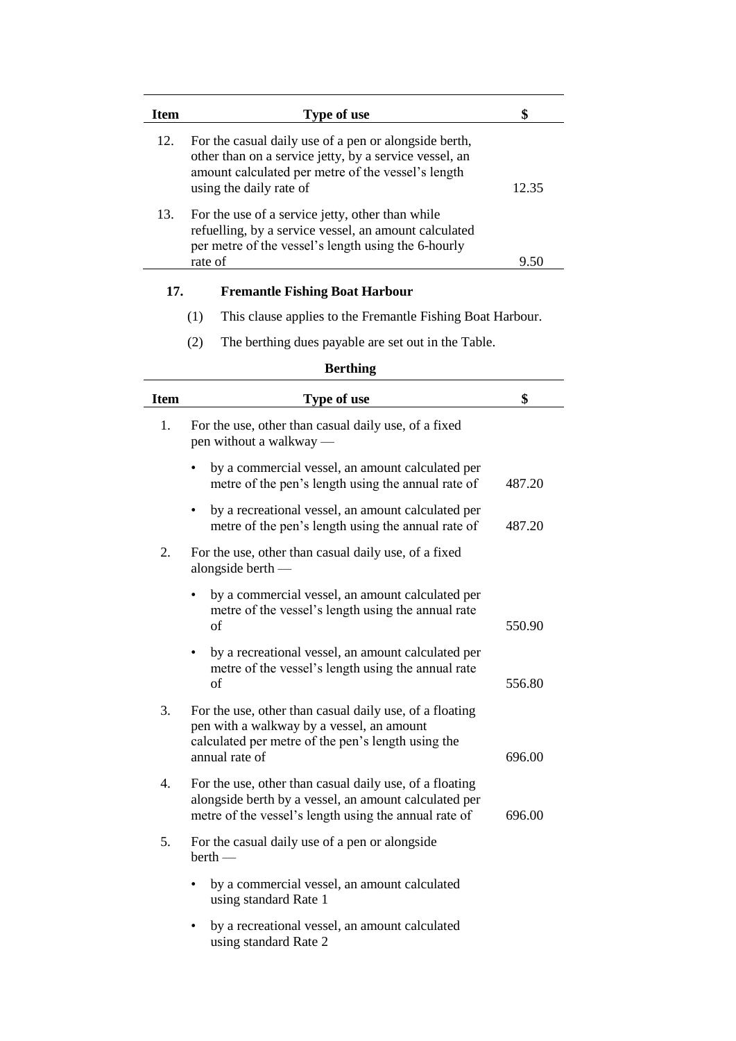| Item | Type of use | $ |
|---|---|---|
| 12. | For the casual daily use of a pen or alongside berth, other than on a service jetty, by a service vessel, an amount calculated per metre of the vessel's length using the daily rate of | 12.35 |
| 13. | For the use of a service jetty, other than while refuelling, by a service vessel, an amount calculated per metre of the vessel's length using the 6-hourly rate of | 9.50 |

**17. Fremantle Fishing Boat Harbour**

(1) This clause applies to the Fremantle Fishing Boat Harbour.

(2) The berthing dues payable are set out in the Table.

**Berthing**

| Item | Type of use | $ |
|---|---|---|
| 1. | For the use, other than casual daily use, of a fixed pen without a walkway — | |
| | • by a commercial vessel, an amount calculated per metre of the pen's length using the annual rate of | 487.20 |
| | • by a recreational vessel, an amount calculated per metre of the pen's length using the annual rate of | 487.20 |
| 2. | For the use, other than casual daily use, of a fixed alongside berth — | |
| | • by a commercial vessel, an amount calculated per metre of the vessel's length using the annual rate of | 550.90 |
| | • by a recreational vessel, an amount calculated per metre of the vessel's length using the annual rate of | 556.80 |
| 3. | For the use, other than casual daily use, of a floating pen with a walkway by a vessel, an amount calculated per metre of the pen's length using the annual rate of | 696.00 |
| 4. | For the use, other than casual daily use, of a floating alongside berth by a vessel, an amount calculated per metre of the vessel's length using the annual rate of | 696.00 |
| 5. | For the casual daily use of a pen or alongside berth — | |
| | • by a commercial vessel, an amount calculated using standard Rate 1 | |
| | • by a recreational vessel, an amount calculated using standard Rate 2 | |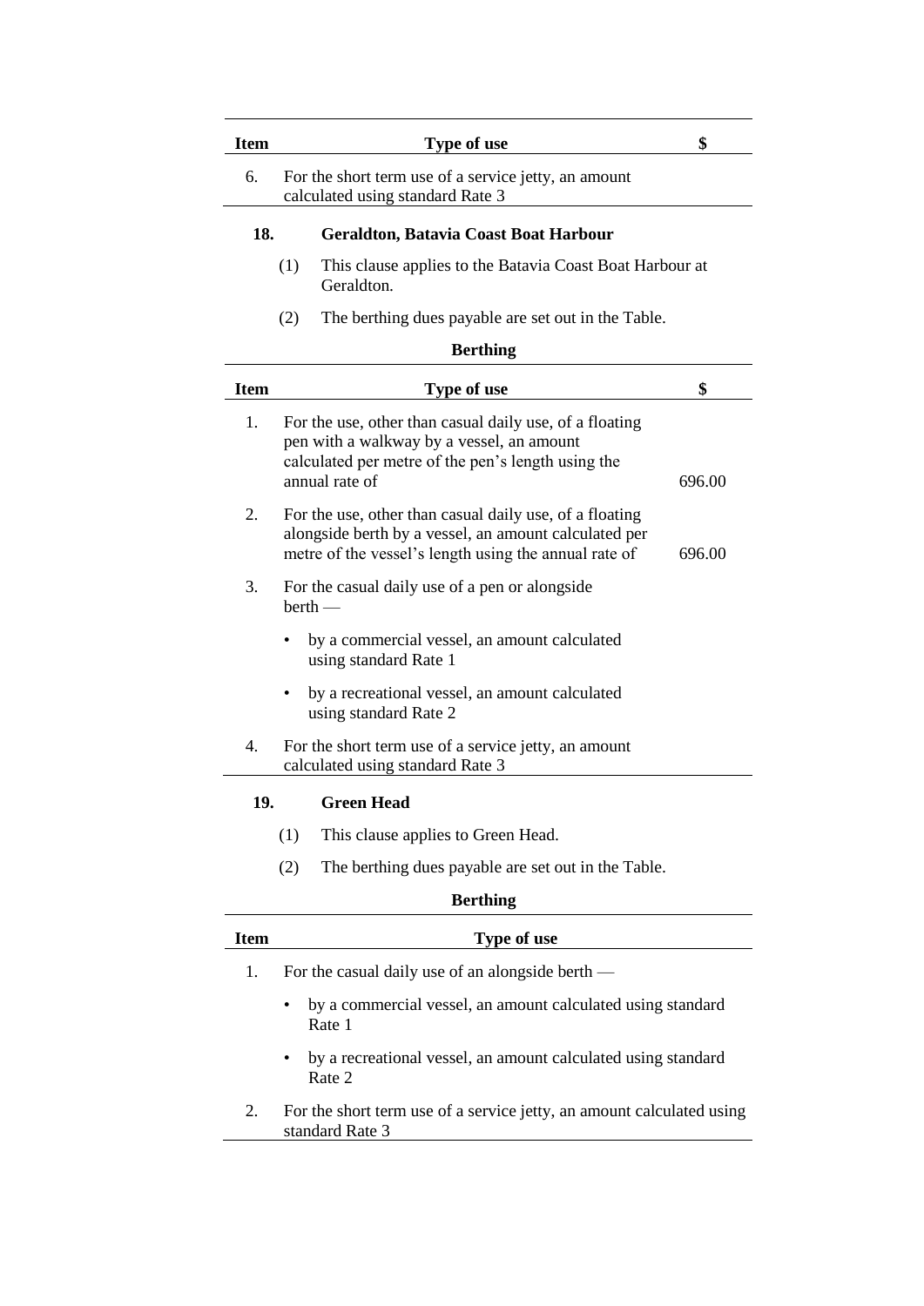| Item | Type of use | $ |
|---|---|---|
| 6. | For the short term use of a service jetty, an amount calculated using standard Rate 3 | |

**18. Geraldton, Batavia Coast Boat Harbour**

(1) This clause applies to the Batavia Coast Boat Harbour at Geraldton.

(2) The berthing dues payable are set out in the Table.

**Berthing**

| Item | Type of use | $ |
|---|---|---|
| 1. | For the use, other than casual daily use, of a floating pen with a walkway by a vessel, an amount calculated per metre of the pen's length using the annual rate of | 696.00 |
| 2. | For the use, other than casual daily use, of a floating alongside berth by a vessel, an amount calculated per metre of the vessel's length using the annual rate of | 696.00 |
| 3. | For the casual daily use of a pen or alongside berth — <br>• by a commercial vessel, an amount calculated using standard Rate 1 <br>• by a recreational vessel, an amount calculated using standard Rate 2 | |
| 4. | For the short term use of a service jetty, an amount calculated using standard Rate 3 | |

**19. Green Head**

(1) This clause applies to Green Head.

(2) The berthing dues payable are set out in the Table.

**Berthing**

| Item | Type of use |
|---|---|
| 1. | For the casual daily use of an alongside berth — <br>• by a commercial vessel, an amount calculated using standard Rate 1 <br>• by a recreational vessel, an amount calculated using standard Rate 2 |
| 2. | For the short term use of a service jetty, an amount calculated using standard Rate 3 |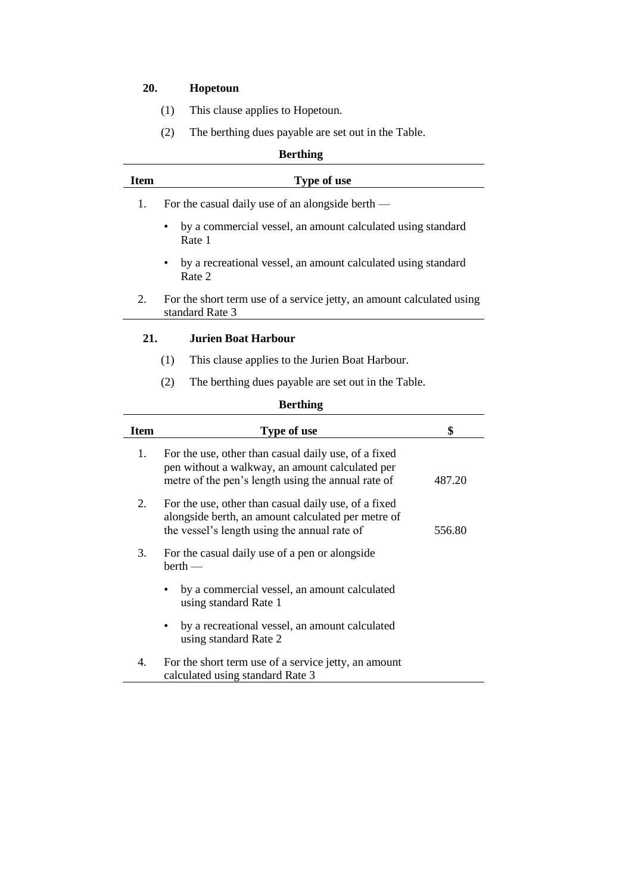**20. Hopetoun**

(1) This clause applies to Hopetoun.

(2) The berthing dues payable are set out in the Table.

**Berthing**

| Item | Type of use |
|---|---|
| 1. | For the casual daily use of an alongside berth — |
| | • by a commercial vessel, an amount calculated using standard Rate 1 |
| | • by a recreational vessel, an amount calculated using standard Rate 2 |
| 2. | For the short term use of a service jetty, an amount calculated using standard Rate 3 |

**21. Jurien Boat Harbour**

(1) This clause applies to the Jurien Boat Harbour.

(2) The berthing dues payable are set out in the Table.

**Berthing**

| Item | Type of use | $ |
|---|---|---|
| 1. | For the use, other than casual daily use, of a fixed pen without a walkway, an amount calculated per metre of the pen's length using the annual rate of | 487.20 |
| 2. | For the use, other than casual daily use, of a fixed alongside berth, an amount calculated per metre of the vessel's length using the annual rate of | 556.80 |
| 3. | For the casual daily use of a pen or alongside berth — | |
| | • by a commercial vessel, an amount calculated using standard Rate 1 | |
| | • by a recreational vessel, an amount calculated using standard Rate 2 | |
| 4. | For the short term use of a service jetty, an amount calculated using standard Rate 3 | |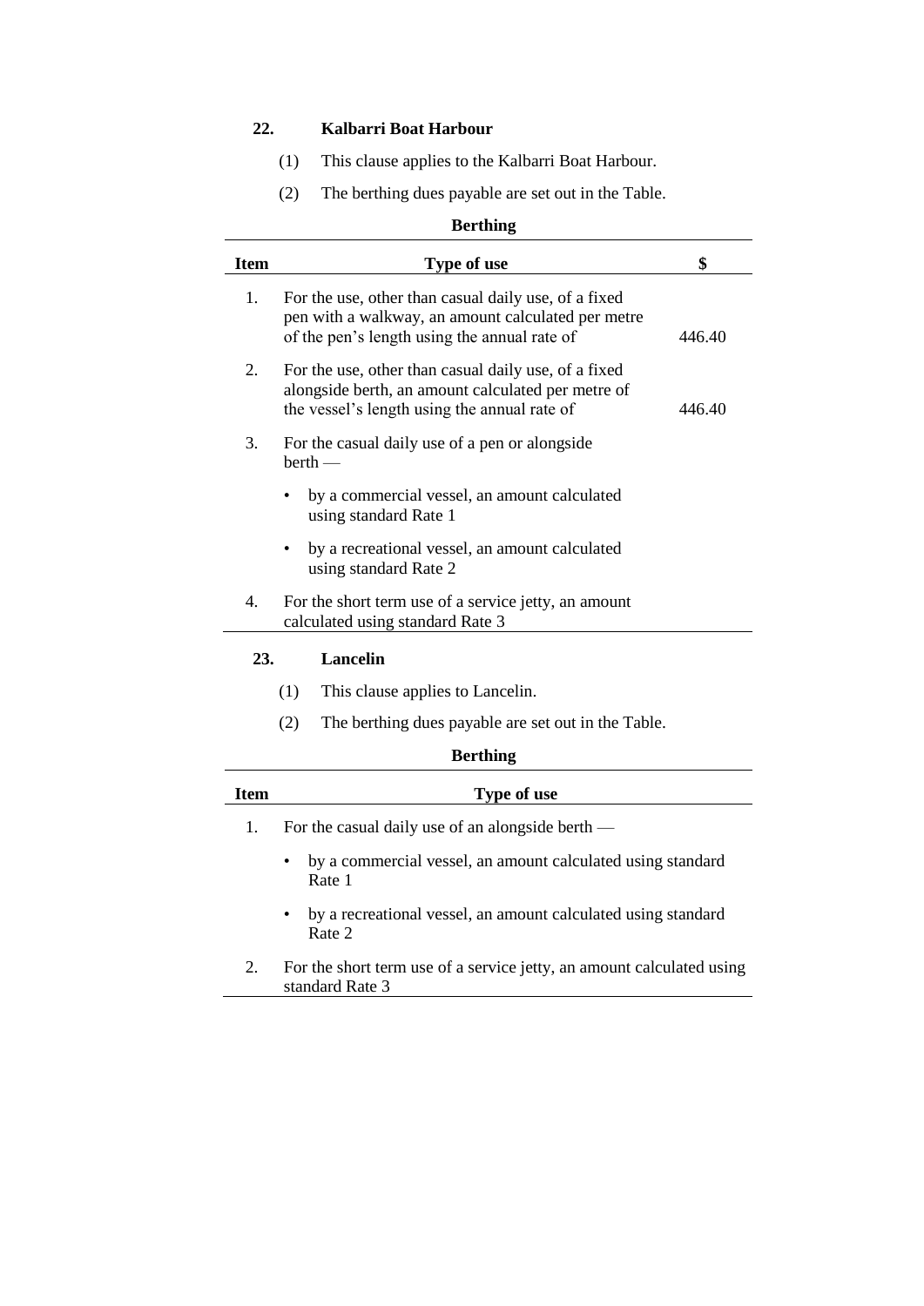**22. Kalbarri Boat Harbour**

(1) This clause applies to the Kalbarri Boat Harbour.

(2) The berthing dues payable are set out in the Table.

**Berthing**

| Item | Type of use | $ |
|---|---|---|
| 1. | For the use, other than casual daily use, of a fixed pen with a walkway, an amount calculated per metre of the pen's length using the annual rate of | 446.40 |
| 2. | For the use, other than casual daily use, of a fixed alongside berth, an amount calculated per metre of the vessel's length using the annual rate of | 446.40 |
| 3. | For the casual daily use of a pen or alongside berth — | |
| | • by a commercial vessel, an amount calculated using standard Rate 1 | |
| | • by a recreational vessel, an amount calculated using standard Rate 2 | |
| 4. | For the short term use of a service jetty, an amount calculated using standard Rate 3 | |

**23. Lancelin**

(1) This clause applies to Lancelin.

(2) The berthing dues payable are set out in the Table.

**Berthing**

| Item | Type of use |
|---|---|
| 1. | For the casual daily use of an alongside berth — |
| | • by a commercial vessel, an amount calculated using standard Rate 1 |
| | • by a recreational vessel, an amount calculated using standard Rate 2 |
| 2. | For the short term use of a service jetty, an amount calculated using standard Rate 3 |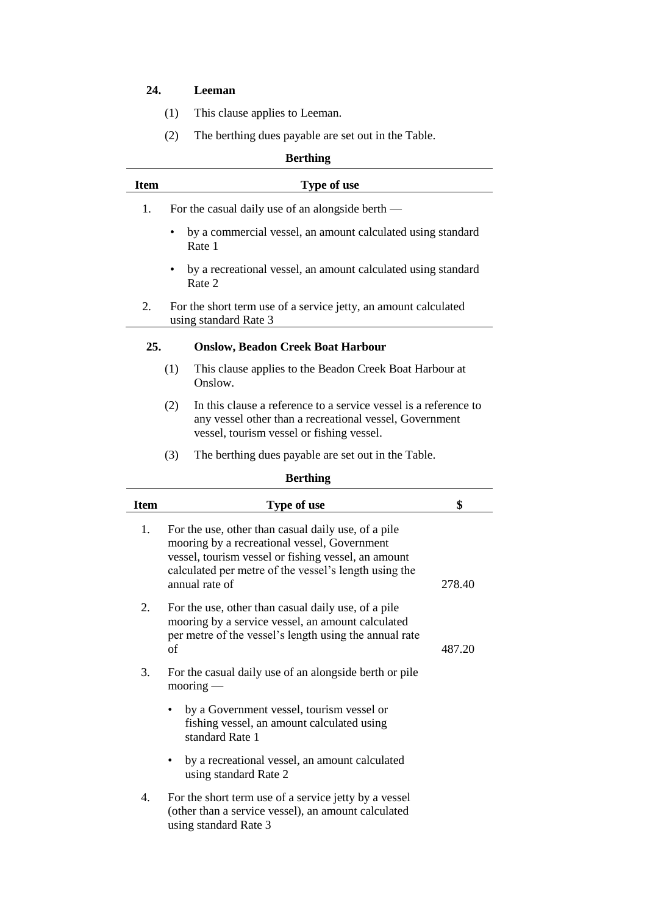**24. Leeman**

(1) This clause applies to Leeman.

(2) The berthing dues payable are set out in the Table.

**Berthing**

| Item | Type of use |
|---|---|
| 1. | For the casual daily use of an alongside berth —<br>• by a commercial vessel, an amount calculated using standard Rate 1<br>• by a recreational vessel, an amount calculated using standard Rate 2 |
| 2. | For the short term use of a service jetty, an amount calculated using standard Rate 3 |

**25. Onslow, Beadon Creek Boat Harbour**

(1) This clause applies to the Beadon Creek Boat Harbour at Onslow.

(2) In this clause a reference to a service vessel is a reference to any vessel other than a recreational vessel, Government vessel, tourism vessel or fishing vessel.

(3) The berthing dues payable are set out in the Table.

**Berthing**

| Item | Type of use | $ |
|---|---|---|
| 1. | For the use, other than casual daily use, of a pile mooring by a recreational vessel, Government vessel, tourism vessel or fishing vessel, an amount calculated per metre of the vessel's length using the annual rate of | 278.40 |
| 2. | For the use, other than casual daily use, of a pile mooring by a service vessel, an amount calculated per metre of the vessel's length using the annual rate of | 487.20 |
| 3. | For the casual daily use of an alongside berth or pile mooring —<br>• by a Government vessel, tourism vessel or fishing vessel, an amount calculated using standard Rate 1<br>• by a recreational vessel, an amount calculated using standard Rate 2 | |
| 4. | For the short term use of a service jetty by a vessel (other than a service vessel), an amount calculated using standard Rate 3 | |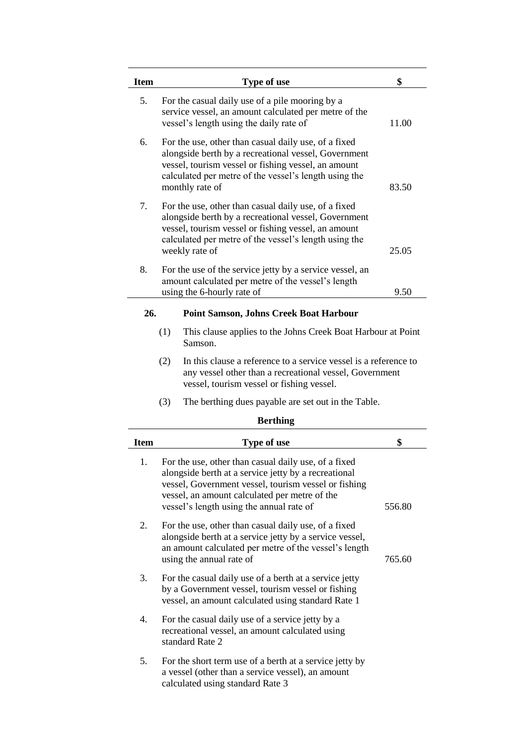| Item | Type of use | $ |
|---|---|---|
| 5. | For the casual daily use of a pile mooring by a service vessel, an amount calculated per metre of the vessel's length using the daily rate of | 11.00 |
| 6. | For the use, other than casual daily use, of a fixed alongside berth by a recreational vessel, Government vessel, tourism vessel or fishing vessel, an amount calculated per metre of the vessel's length using the monthly rate of | 83.50 |
| 7. | For the use, other than casual daily use, of a fixed alongside berth by a recreational vessel, Government vessel, tourism vessel or fishing vessel, an amount calculated per metre of the vessel's length using the weekly rate of | 25.05 |
| 8. | For the use of the service jetty by a service vessel, an amount calculated per metre of the vessel's length using the 6-hourly rate of | 9.50 |

## 26. Point Samson, Johns Creek Boat Harbour

(1) This clause applies to the Johns Creek Boat Harbour at Point Samson.

(2) In this clause a reference to a service vessel is a reference to any vessel other than a recreational vessel, Government vessel, tourism vessel or fishing vessel.

(3) The berthing dues payable are set out in the Table.

**Berthing**

| Item | Type of use | $ |
|---|---|---|
| 1. | For the use, other than casual daily use, of a fixed alongside berth at a service jetty by a recreational vessel, Government vessel, tourism vessel or fishing vessel, an amount calculated per metre of the vessel's length using the annual rate of | 556.80 |
| 2. | For the use, other than casual daily use, of a fixed alongside berth at a service jetty by a service vessel, an amount calculated per metre of the vessel's length using the annual rate of | 765.60 |
| 3. | For the casual daily use of a berth at a service jetty by a Government vessel, tourism vessel or fishing vessel, an amount calculated using standard Rate 1 | |
| 4. | For the casual daily use of a service jetty by a recreational vessel, an amount calculated using standard Rate 2 | |
| 5. | For the short term use of a berth at a service jetty by a vessel (other than a service vessel), an amount calculated using standard Rate 3 | |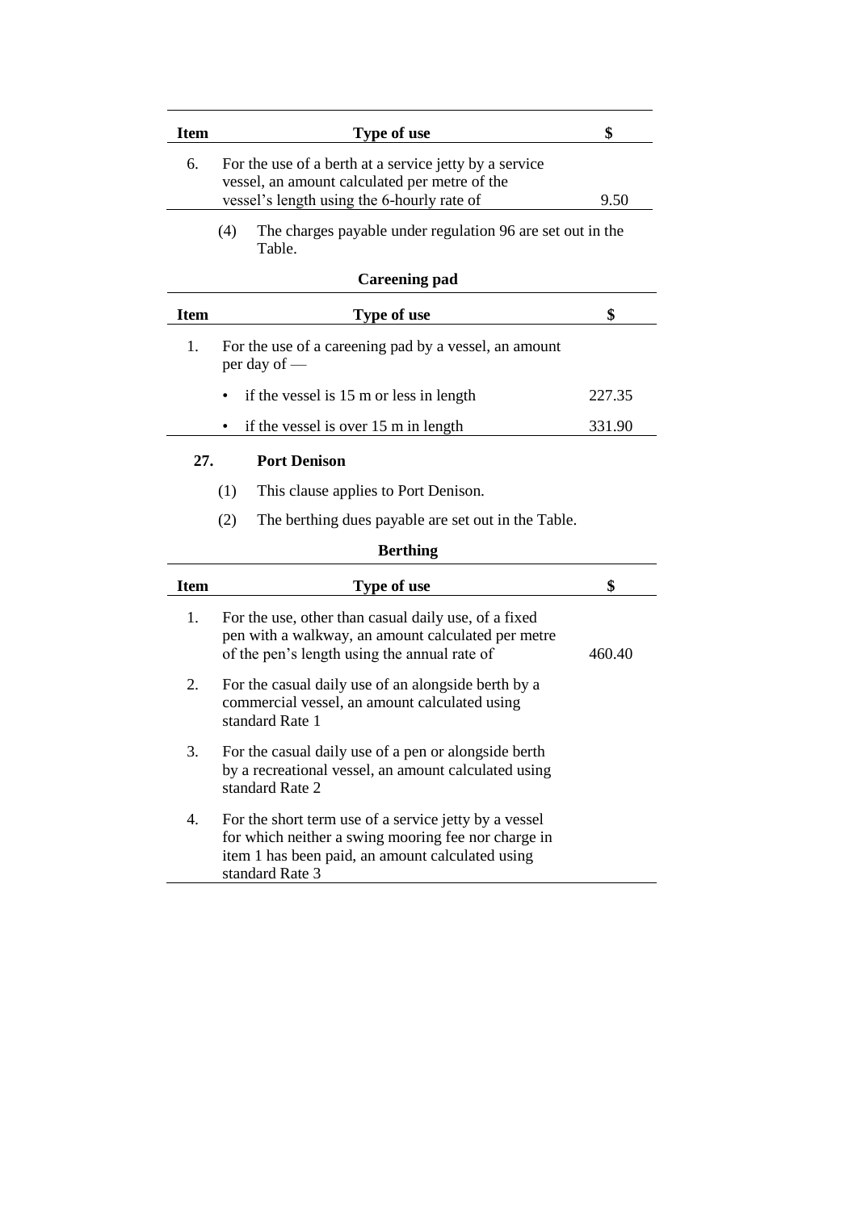| Item | Type of use | $ |
|---|---|---|
| 6. | For the use of a berth at a service jetty by a service vessel, an amount calculated per metre of the vessel's length using the 6-hourly rate of | 9.50 |

(4) The charges payable under regulation 96 are set out in the Table.

**Careening pad**

| Item | Type of use | $ |
|---|---|---|
| 1. | For the use of a careening pad by a vessel, an amount per day of — | |
| | • if the vessel is 15 m or less in length | 227.35 |
| | • if the vessel is over 15 m in length | 331.90 |

### 27. Port Denison

(1) This clause applies to Port Denison.

(2) The berthing dues payable are set out in the Table.

**Berthing**

| Item | Type of use | $ |
|---|---|---|
| 1. | For the use, other than casual daily use, of a fixed pen with a walkway, an amount calculated per metre of the pen's length using the annual rate of | 460.40 |
| 2. | For the casual daily use of an alongside berth by a commercial vessel, an amount calculated using standard Rate 1 | |
| 3. | For the casual daily use of a pen or alongside berth by a recreational vessel, an amount calculated using standard Rate 2 | |
| 4. | For the short term use of a service jetty by a vessel for which neither a swing mooring fee nor charge in item 1 has been paid, an amount calculated using standard Rate 3 | |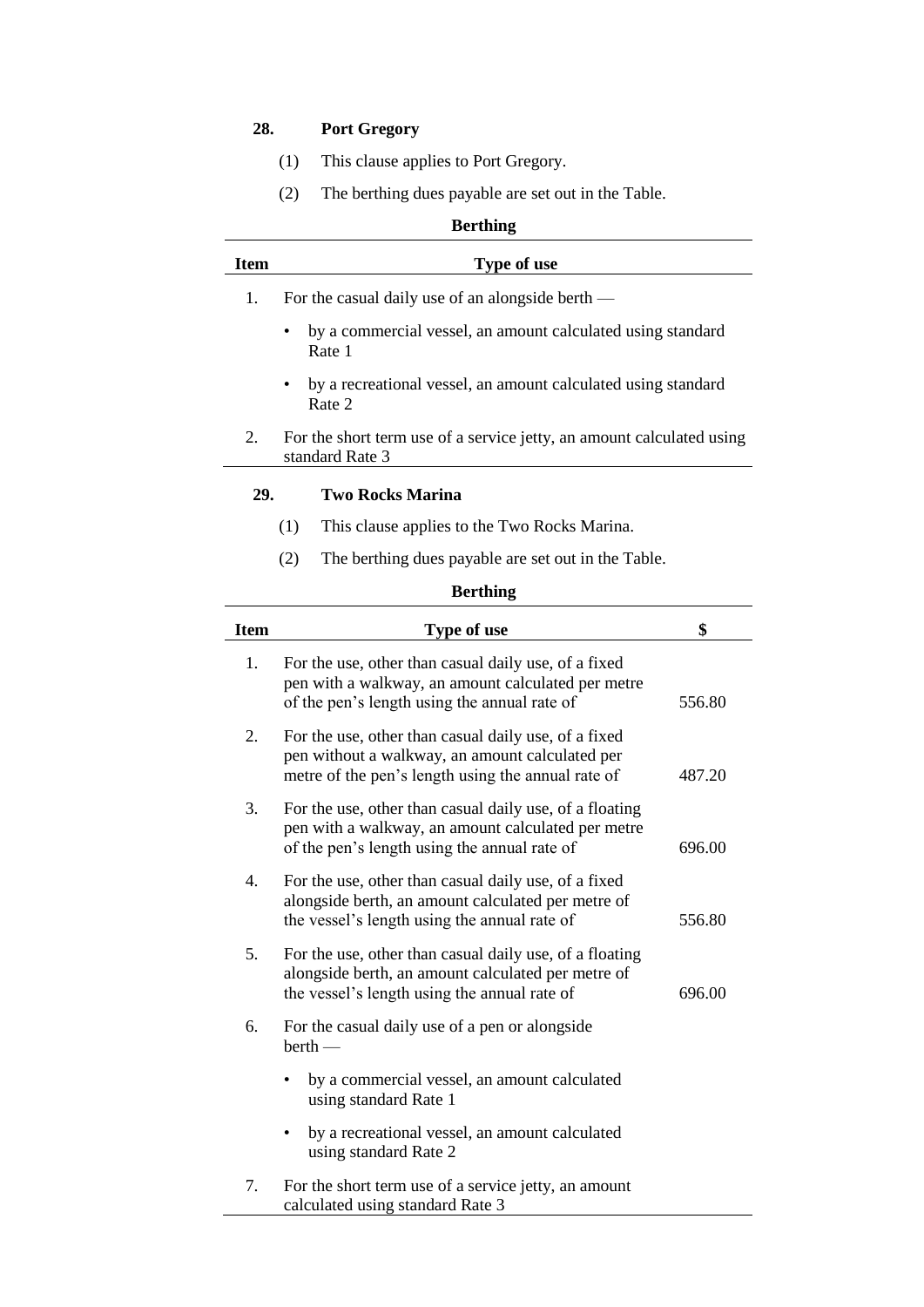### 28. Port Gregory

(1) This clause applies to Port Gregory.

(2) The berthing dues payable are set out in the Table.

**Berthing**

| Item | Type of use |
|---|---|
| 1. | For the casual daily use of an alongside berth —<br>• by a commercial vessel, an amount calculated using standard Rate 1<br>• by a recreational vessel, an amount calculated using standard Rate 2 |
| 2. | For the short term use of a service jetty, an amount calculated using standard Rate 3 |

### 29. Two Rocks Marina

(1) This clause applies to the Two Rocks Marina.

(2) The berthing dues payable are set out in the Table.

**Berthing**

| Item | Type of use | $ |
|---|---|---|
| 1. | For the use, other than casual daily use, of a fixed pen with a walkway, an amount calculated per metre of the pen's length using the annual rate of | 556.80 |
| 2. | For the use, other than casual daily use, of a fixed pen without a walkway, an amount calculated per metre of the pen's length using the annual rate of | 487.20 |
| 3. | For the use, other than casual daily use, of a floating pen with a walkway, an amount calculated per metre of the pen's length using the annual rate of | 696.00 |
| 4. | For the use, other than casual daily use, of a fixed alongside berth, an amount calculated per metre of the vessel's length using the annual rate of | 556.80 |
| 5. | For the use, other than casual daily use, of a floating alongside berth, an amount calculated per metre of the vessel's length using the annual rate of | 696.00 |
| 6. | For the casual daily use of a pen or alongside berth —<br>• by a commercial vessel, an amount calculated using standard Rate 1<br>• by a recreational vessel, an amount calculated using standard Rate 2 | |
| 7. | For the short term use of a service jetty, an amount calculated using standard Rate 3 | |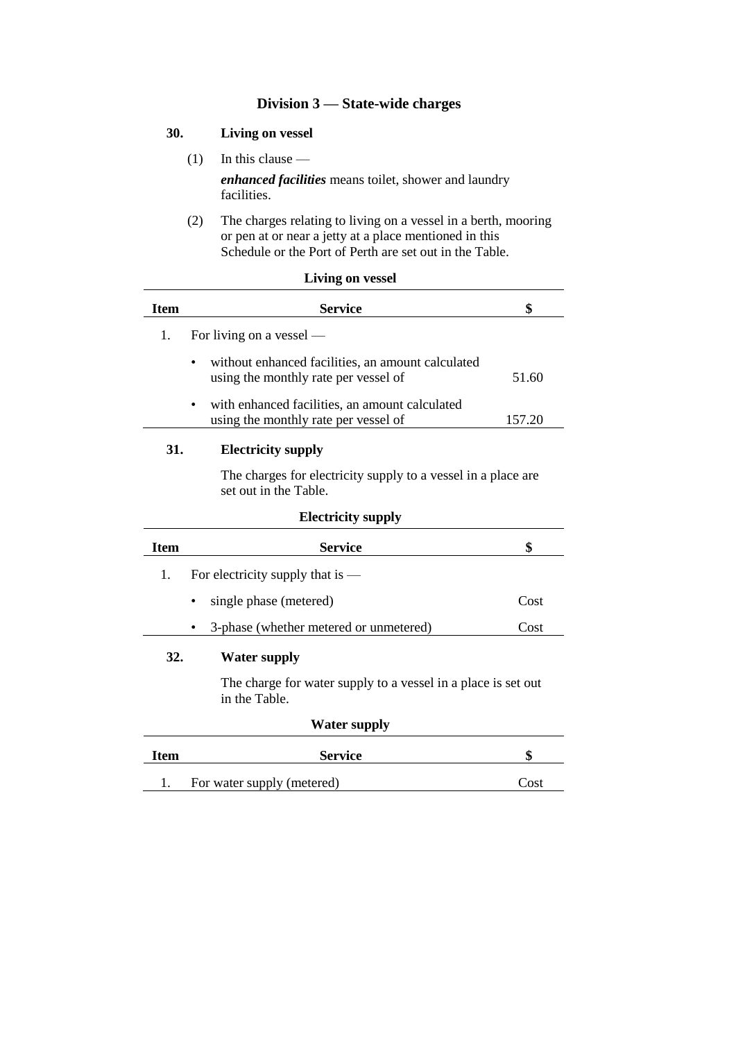## Division 3 — State-wide charges

### 30. Living on vessel

(1) In this clause —

***enhanced facilities*** means toilet, shower and laundry facilities.

(2) The charges relating to living on a vessel in a berth, mooring or pen at or near a jetty at a place mentioned in this Schedule or the Port of Perth are set out in the Table.

**Living on vessel**

| Item | Service | $ |
|---|---|---|
| 1. | For living on a vessel — | |
| | • without enhanced facilities, an amount calculated using the monthly rate per vessel of | 51.60 |
| | • with enhanced facilities, an amount calculated using the monthly rate per vessel of | 157.20 |

### 31. Electricity supply

The charges for electricity supply to a vessel in a place are set out in the Table.

**Electricity supply**

| Item | Service | $ |
|---|---|---|
| 1. | For electricity supply that is — | |
| | • single phase (metered) | Cost |
| | • 3-phase (whether metered or unmetered) | Cost |

### 32. Water supply

The charge for water supply to a vessel in a place is set out in the Table.

**Water supply**

| Item | Service | $ |
|---|---|---|
| 1. | For water supply (metered) | Cost |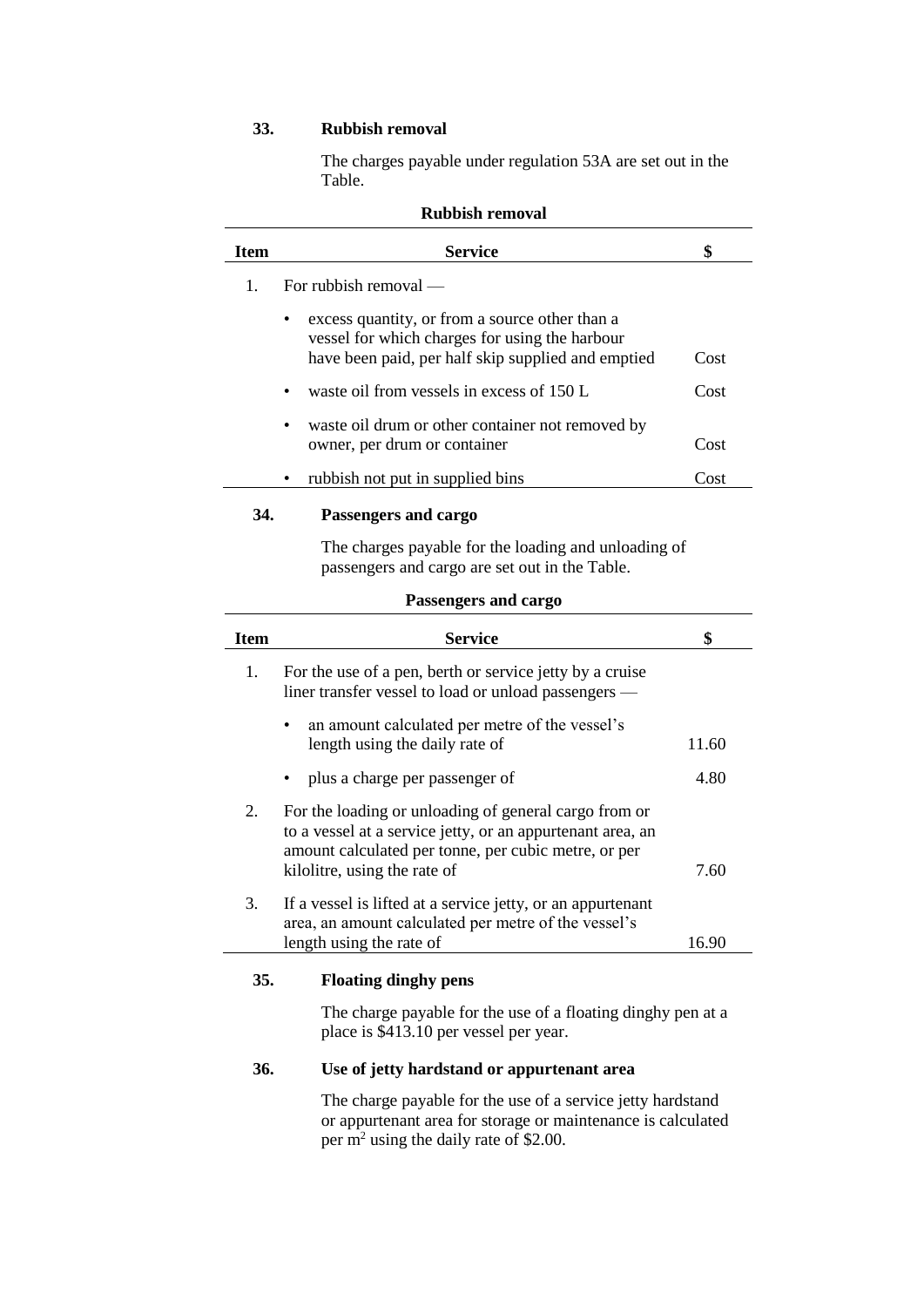### 33. Rubbish removal

The charges payable under regulation 53A are set out in the Table.

**Rubbish removal**

| Item | Service | $ |
|---|---|---|
| 1. | For rubbish removal — | |
| | • excess quantity, or from a source other than a vessel for which charges for using the harbour have been paid, per half skip supplied and emptied | Cost |
| | • waste oil from vessels in excess of 150 L | Cost |
| | • waste oil drum or other container not removed by owner, per drum or container | Cost |
| | • rubbish not put in supplied bins | Cost |

### 34. Passengers and cargo

The charges payable for the loading and unloading of passengers and cargo are set out in the Table.

**Passengers and cargo**

| Item | Service | $ |
|---|---|---|
| 1. | For the use of a pen, berth or service jetty by a cruise liner transfer vessel to load or unload passengers — | |
| | • an amount calculated per metre of the vessel's length using the daily rate of | 11.60 |
| | • plus a charge per passenger of | 4.80 |
| 2. | For the loading or unloading of general cargo from or to a vessel at a service jetty, or an appurtenant area, an amount calculated per tonne, per cubic metre, or per kilolitre, using the rate of | 7.60 |
| 3. | If a vessel is lifted at a service jetty, or an appurtenant area, an amount calculated per metre of the vessel's length using the rate of | 16.90 |

### 35. Floating dinghy pens

The charge payable for the use of a floating dinghy pen at a place is $413.10 per vessel per year.

### 36. Use of jetty hardstand or appurtenant area

The charge payable for the use of a service jetty hardstand or appurtenant area for storage or maintenance is calculated per $m^2$ using the daily rate of $2.00.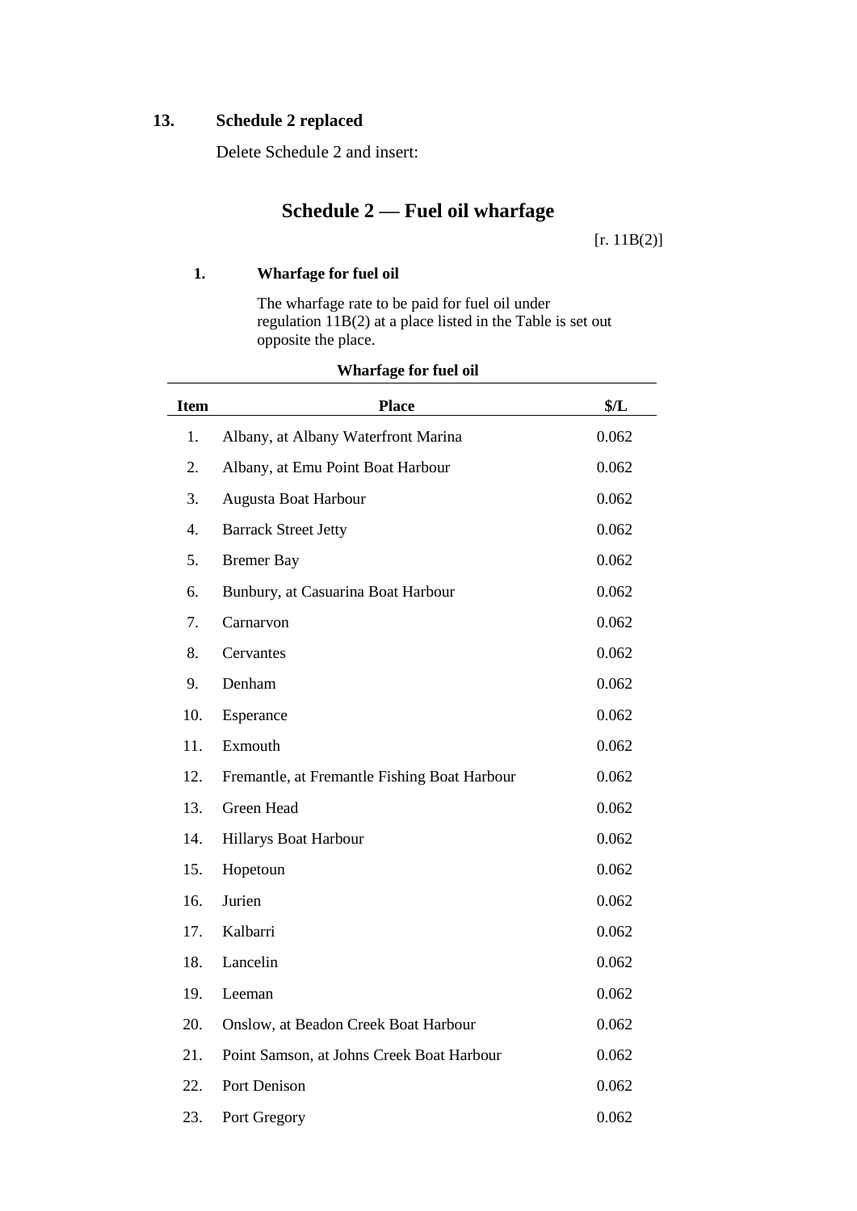## 13. Schedule 2 replaced

Delete Schedule 2 and insert:

# Schedule 2 — Fuel oil wharfage

[r. 11B(2)]

### 1. Wharfage for fuel oil

The wharfage rate to be paid for fuel oil under regulation 11B(2) at a place listed in the Table is set out opposite the place.

**Wharfage for fuel oil**

| Item | Place | $/L |
|---|---|---|
| 1. | Albany, at Albany Waterfront Marina | 0.062 |
| 2. | Albany, at Emu Point Boat Harbour | 0.062 |
| 3. | Augusta Boat Harbour | 0.062 |
| 4. | Barrack Street Jetty | 0.062 |
| 5. | Bremer Bay | 0.062 |
| 6. | Bunbury, at Casuarina Boat Harbour | 0.062 |
| 7. | Carnarvon | 0.062 |
| 8. | Cervantes | 0.062 |
| 9. | Denham | 0.062 |
| 10. | Esperance | 0.062 |
| 11. | Exmouth | 0.062 |
| 12. | Fremantle, at Fremantle Fishing Boat Harbour | 0.062 |
| 13. | Green Head | 0.062 |
| 14. | Hillarys Boat Harbour | 0.062 |
| 15. | Hopetoun | 0.062 |
| 16. | Jurien | 0.062 |
| 17. | Kalbarri | 0.062 |
| 18. | Lancelin | 0.062 |
| 19. | Leeman | 0.062 |
| 20. | Onslow, at Beadon Creek Boat Harbour | 0.062 |
| 21. | Point Samson, at Johns Creek Boat Harbour | 0.062 |
| 22. | Port Denison | 0.062 |
| 23. | Port Gregory | 0.062 |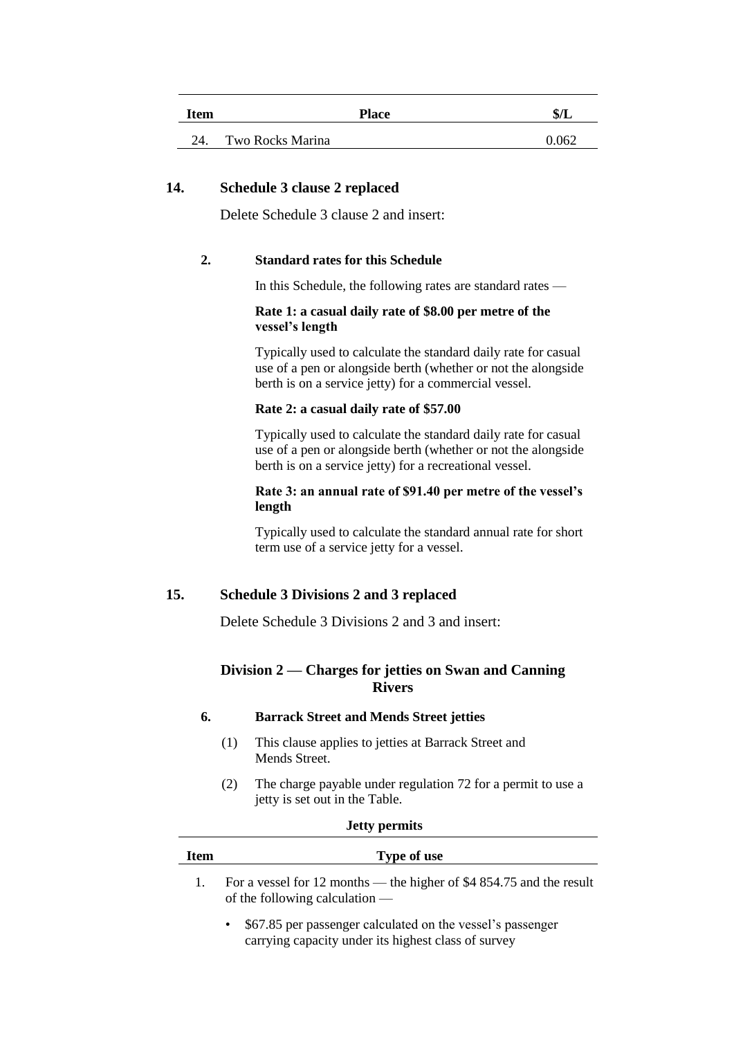| Item | Place | $/L |
|---|---|---|
| 24. | Two Rocks Marina | 0.062 |

### 14. Schedule 3 clause 2 replaced

Delete Schedule 3 clause 2 and insert:

**2. Standard rates for this Schedule**

In this Schedule, the following rates are standard rates —

**Rate 1: a casual daily rate of $8.00 per metre of the vessel's length**

Typically used to calculate the standard daily rate for casual use of a pen or alongside berth (whether or not the alongside berth is on a service jetty) for a commercial vessel.

**Rate 2: a casual daily rate of $57.00**

Typically used to calculate the standard daily rate for casual use of a pen or alongside berth (whether or not the alongside berth is on a service jetty) for a recreational vessel.

**Rate 3: an annual rate of $91.40 per metre of the vessel's length**

Typically used to calculate the standard annual rate for short term use of a service jetty for a vessel.

### 15. Schedule 3 Divisions 2 and 3 replaced

Delete Schedule 3 Divisions 2 and 3 and insert:

## Division 2 — Charges for jetties on Swan and Canning Rivers

**6. Barrack Street and Mends Street jetties**

(1) This clause applies to jetties at Barrack Street and Mends Street.

(2) The charge payable under regulation 72 for a permit to use a jetty is set out in the Table.

**Jetty permits**

| Item | Type of use |
|---|---|
| 1. | For a vessel for 12 months — the higher of $4 854.75 and the result of the following calculation —<br>• $67.85 per passenger calculated on the vessel's passenger carrying capacity under its highest class of survey |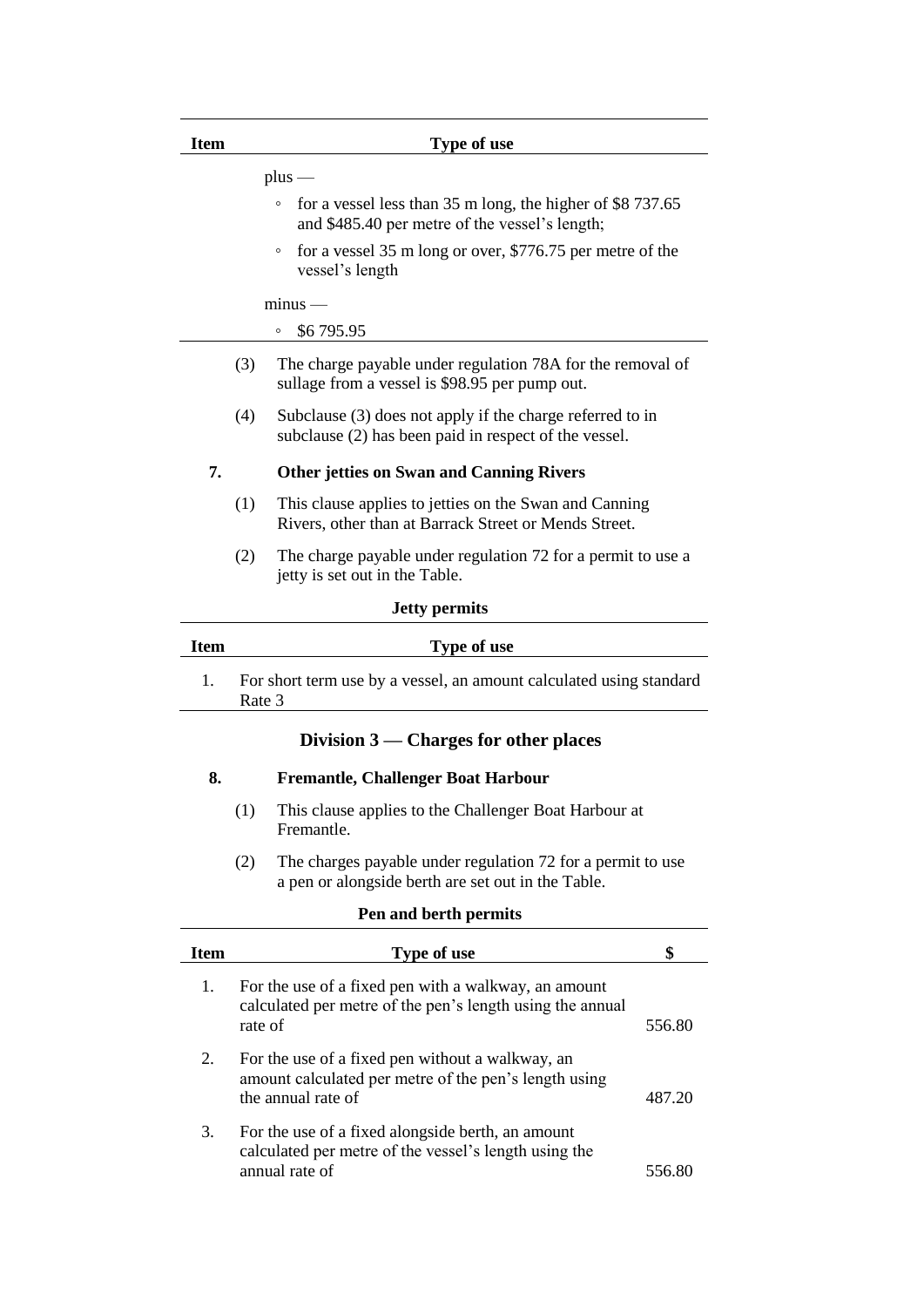| Item | Type of use |
|---|---|
| | plus —<br>◦ for a vessel less than 35 m long, the higher of $8 737.65 and $485.40 per metre of the vessel's length;<br>◦ for a vessel 35 m long or over, $776.75 per metre of the vessel's length<br>minus —<br>◦ $6 795.95 |

(3) The charge payable under regulation 78A for the removal of sullage from a vessel is $98.95 per pump out.

(4) Subclause (3) does not apply if the charge referred to in subclause (2) has been paid in respect of the vessel.

**7. Other jetties on Swan and Canning Rivers**

(1) This clause applies to jetties on the Swan and Canning Rivers, other than at Barrack Street or Mends Street.

(2) The charge payable under regulation 72 for a permit to use a jetty is set out in the Table.

**Jetty permits**

| Item | Type of use |
|---|---|
| 1. | For short term use by a vessel, an amount calculated using standard Rate 3 |

## Division 3 — Charges for other places

**8. Fremantle, Challenger Boat Harbour**

(1) This clause applies to the Challenger Boat Harbour at Fremantle.

(2) The charges payable under regulation 72 for a permit to use a pen or alongside berth are set out in the Table.

**Pen and berth permits**

| Item | Type of use | $ |
|---|---|---|
| 1. | For the use of a fixed pen with a walkway, an amount calculated per metre of the pen's length using the annual rate of | 556.80 |
| 2. | For the use of a fixed pen without a walkway, an amount calculated per metre of the pen's length using the annual rate of | 487.20 |
| 3. | For the use of a fixed alongside berth, an amount calculated per metre of the vessel's length using the annual rate of | 556.80 |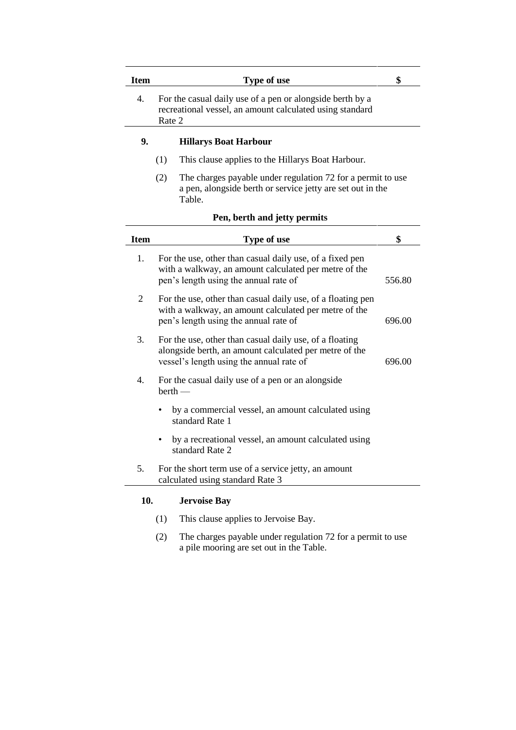| Item | Type of use | $ |
|---|---|---|
| 4. | For the casual daily use of a pen or alongside berth by a recreational vessel, an amount calculated using standard Rate 2 | |

**9. Hillarys Boat Harbour**

(1) This clause applies to the Hillarys Boat Harbour.

(2) The charges payable under regulation 72 for a permit to use a pen, alongside berth or service jetty are set out in the Table.

**Pen, berth and jetty permits**

| Item | Type of use | $ |
|---|---|---|
| 1. | For the use, other than casual daily use, of a fixed pen with a walkway, an amount calculated per metre of the pen's length using the annual rate of | 556.80 |
| 2 | For the use, other than casual daily use, of a floating pen with a walkway, an amount calculated per metre of the pen's length using the annual rate of | 696.00 |
| 3. | For the use, other than casual daily use, of a floating alongside berth, an amount calculated per metre of the vessel's length using the annual rate of | 696.00 |
| 4. | For the casual daily use of a pen or an alongside berth — | |
| | • by a commercial vessel, an amount calculated using standard Rate 1 | |
| | • by a recreational vessel, an amount calculated using standard Rate 2 | |
| 5. | For the short term use of a service jetty, an amount calculated using standard Rate 3 | |

**10. Jervoise Bay**

(1) This clause applies to Jervoise Bay.

(2) The charges payable under regulation 72 for a permit to use a pile mooring are set out in the Table.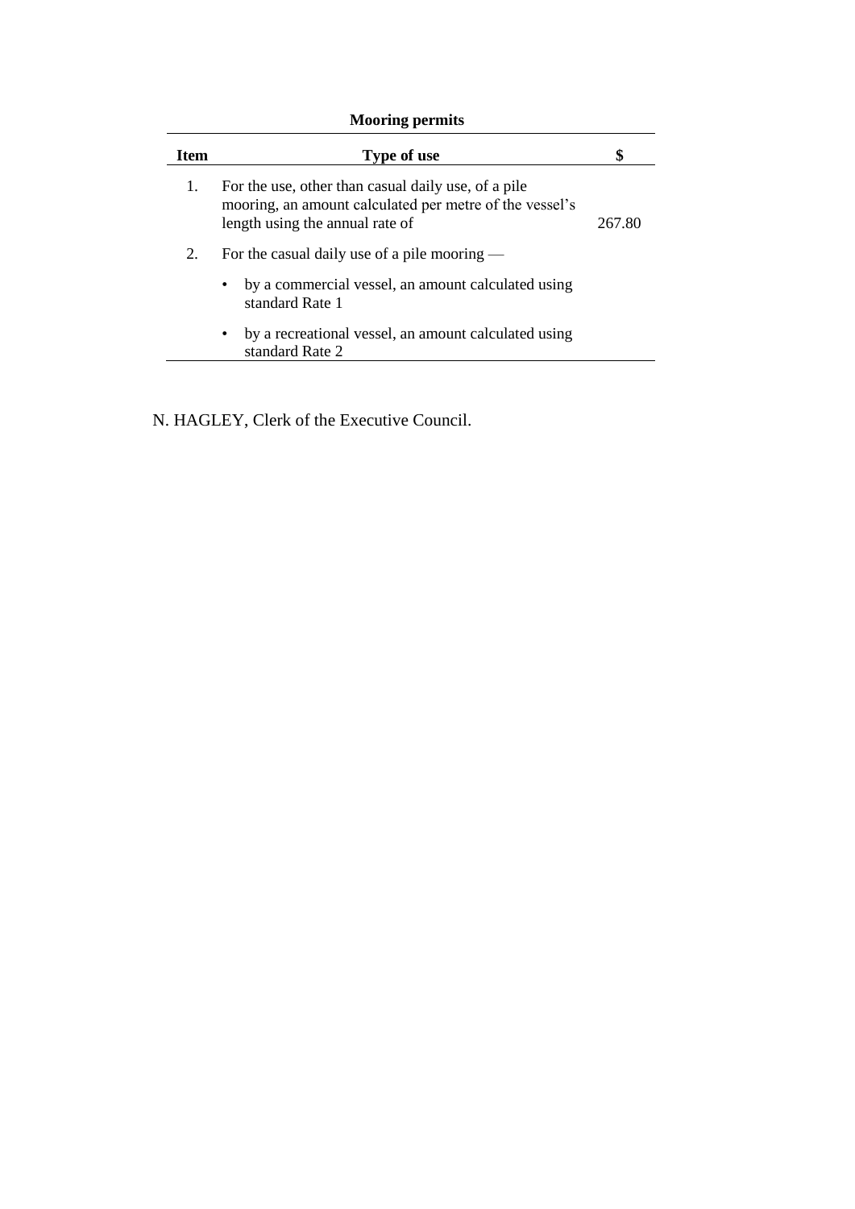**Mooring permits**

| Item | Type of use | $ |
|---|---|---|
| 1. | For the use, other than casual daily use, of a pile mooring, an amount calculated per metre of the vessel's length using the annual rate of | 267.80 |
| 2. | For the casual daily use of a pile mooring — | |
| | • by a commercial vessel, an amount calculated using standard Rate 1 | |
| | • by a recreational vessel, an amount calculated using standard Rate 2 | |

N. HAGLEY, Clerk of the Executive Council.